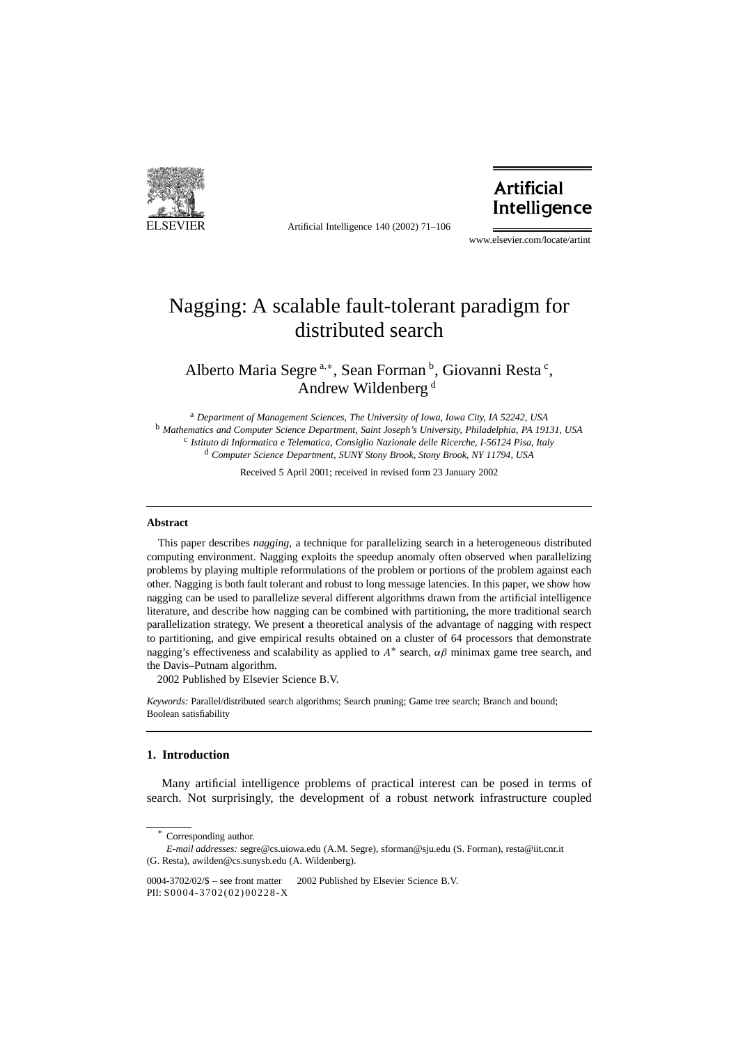# Nagging: A scalable fault-tolerant paradigm for distributed search

Alberto Maria Segre [a,*], Sean Forman [b], Giovanni Resta [c], Andrew Wildenberg [d]

[a] *Department of Management Sciences, The University of Iowa, Iowa City, IA 52242, USA*
[b] *Mathematics and Computer Science Department, Saint Joseph's University, Philadelphia, PA 19131, USA*
[c] *Istituto di Informatica e Telematica, Consiglio Nazionale delle Ricerche, I-56124 Pisa, Italy*
[d] *Computer Science Department, SUNY Stony Brook, Stony Brook, NY 11794, USA*

Received 5 April 2001; received in revised form 23 January 2002

## Abstract

This paper describes *nagging*, a technique for parallelizing search in a heterogeneous distributed computing environment. Nagging exploits the speedup anomaly often observed when parallelizing problems by playing multiple reformulations of the problem or portions of the problem against each other. Nagging is both fault tolerant and robust to long message latencies. In this paper, we show how nagging can be used to parallelize several different algorithms drawn from the artificial intelligence literature, and describe how nagging can be combined with partitioning, the more traditional search parallelization strategy. We present a theoretical analysis of the advantage of nagging with respect to partitioning, and give empirical results obtained on a cluster of 64 processors that demonstrate nagging's effectiveness and scalability as applied to $A^*$ search, $\alpha\beta$ minimax game tree search, and the Davis–Putnam algorithm.

2002 Published by Elsevier Science B.V.

*Keywords:* Parallel/distributed search algorithms; Search pruning; Game tree search; Branch and bound; Boolean satisfiability

## 1. Introduction

Many artificial intelligence problems of practical interest can be posed in terms of search. Not surprisingly, the development of a robust network infrastructure coupled

---

\* Corresponding author.

*E-mail addresses:* segre@cs.uiowa.edu (A.M. Segre), sforman@sju.edu (S. Forman), resta@iit.cnr.it (G. Resta), awilden@cs.sunysb.edu (A. Wildenberg).

0004-3702/02/$ – see front matter 2002 Published by Elsevier Science B.V.
PII: S0004-3702(02)00228-X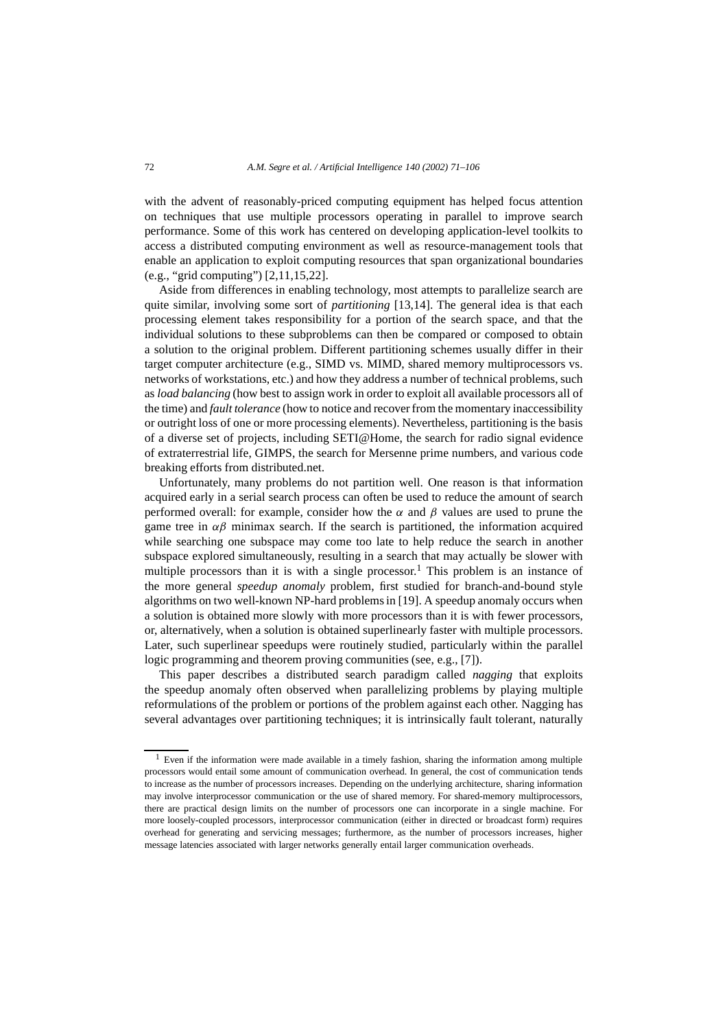with the advent of reasonably-priced computing equipment has helped focus attention on techniques that use multiple processors operating in parallel to improve search performance. Some of this work has centered on developing application-level toolkits to access a distributed computing environment as well as resource-management tools that enable an application to exploit computing resources that span organizational boundaries (e.g., "grid computing") [2,11,15,22].

Aside from differences in enabling technology, most attempts to parallelize search are quite similar, involving some sort of *partitioning* [13,14]. The general idea is that each processing element takes responsibility for a portion of the search space, and that the individual solutions to these subproblems can then be compared or composed to obtain a solution to the original problem. Different partitioning schemes usually differ in their target computer architecture (e.g., SIMD vs. MIMD, shared memory multiprocessors vs. networks of workstations, etc.) and how they address a number of technical problems, such as *load balancing* (how best to assign work in order to exploit all available processors all of the time) and *fault tolerance* (how to notice and recover from the momentary inaccessibility or outright loss of one or more processing elements). Nevertheless, partitioning is the basis of a diverse set of projects, including SETI@Home, the search for radio signal evidence of extraterrestrial life, GIMPS, the search for Mersenne prime numbers, and various code breaking efforts from distributed.net.

Unfortunately, many problems do not partition well. One reason is that information acquired early in a serial search process can often be used to reduce the amount of search performed overall: for example, consider how the $\alpha$ and $\beta$ values are used to prune the game tree in $\alpha\beta$ minimax search. If the search is partitioned, the information acquired while searching one subspace may come too late to help reduce the search in another subspace explored simultaneously, resulting in a search that may actually be slower with multiple processors than it is with a single processor.[1] This problem is an instance of the more general *speedup anomaly* problem, first studied for branch-and-bound style algorithms on two well-known NP-hard problems in [19]. A speedup anomaly occurs when a solution is obtained more slowly with more processors than it is with fewer processors, or, alternatively, when a solution is obtained superlinearly faster with multiple processors. Later, such superlinear speedups were routinely studied, particularly within the parallel logic programming and theorem proving communities (see, e.g., [7]).

This paper describes a distributed search paradigm called *nagging* that exploits the speedup anomaly often observed when parallelizing problems by playing multiple reformulations of the problem or portions of the problem against each other. Nagging has several advantages over partitioning techniques; it is intrinsically fault tolerant, naturally

[1] Even if the information were made available in a timely fashion, sharing the information among multiple processors would entail some amount of communication overhead. In general, the cost of communication tends to increase as the number of processors increases. Depending on the underlying architecture, sharing information may involve interprocessor communication or the use of shared memory. For shared-memory multiprocessors, there are practical design limits on the number of processors one can incorporate in a single machine. For more loosely-coupled processors, interprocessor communication (either in directed or broadcast form) requires overhead for generating and servicing messages; furthermore, as the number of processors increases, higher message latencies associated with larger networks generally entail larger communication overheads.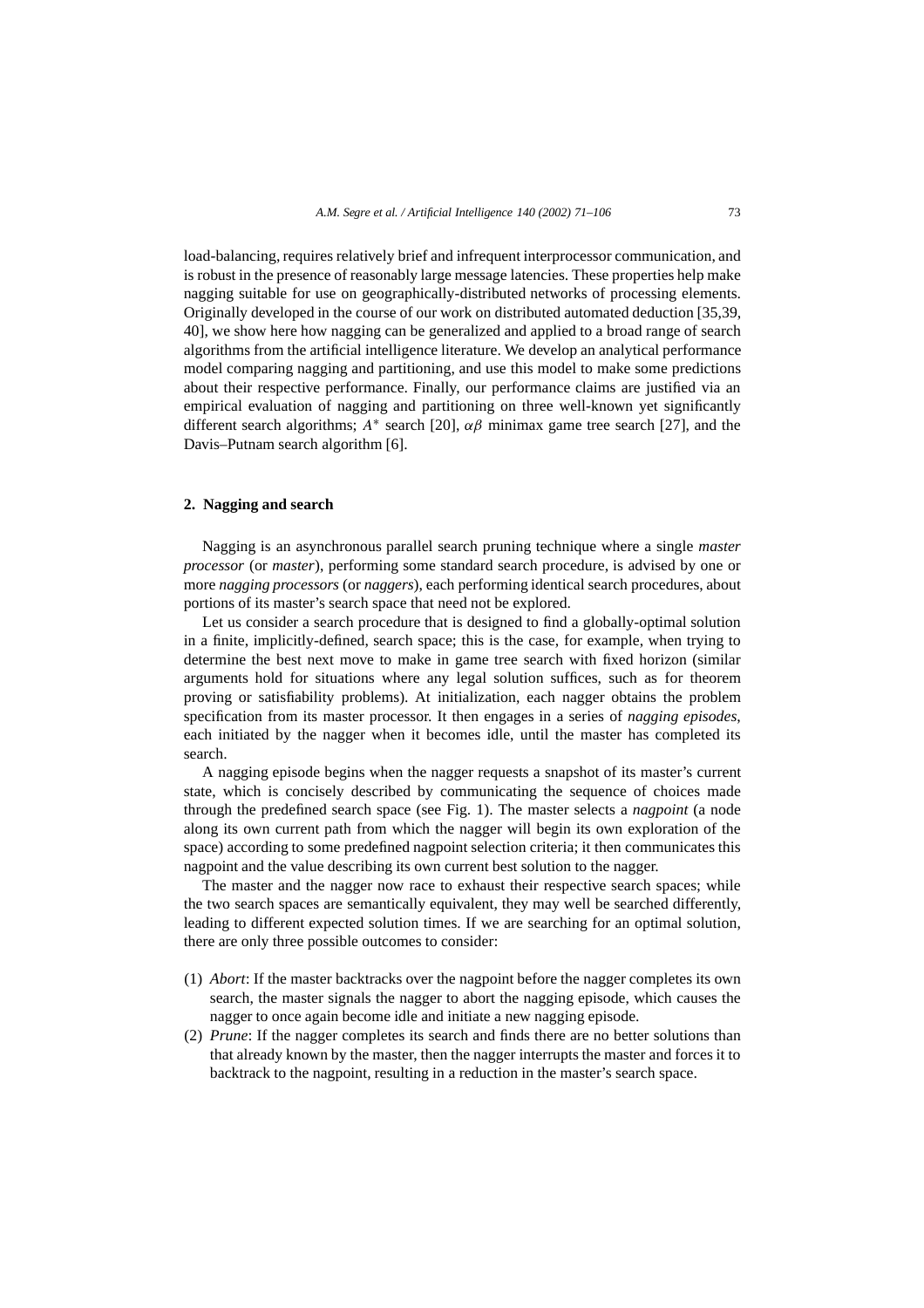load-balancing, requires relatively brief and infrequent interprocessor communication, and is robust in the presence of reasonably large message latencies. These properties help make nagging suitable for use on geographically-distributed networks of processing elements. Originally developed in the course of our work on distributed automated deduction [35,39, 40], we show here how nagging can be generalized and applied to a broad range of search algorithms from the artificial intelligence literature. We develop an analytical performance model comparing nagging and partitioning, and use this model to make some predictions about their respective performance. Finally, our performance claims are justified via an empirical evaluation of nagging and partitioning on three well-known yet significantly different search algorithms; $A^*$ search [20], $\alpha\beta$ minimax game tree search [27], and the Davis–Putnam search algorithm [6].

## 2. Nagging and search

Nagging is an asynchronous parallel search pruning technique where a single *master processor* (or *master*), performing some standard search procedure, is advised by one or more *nagging processors* (or *naggers*), each performing identical search procedures, about portions of its master's search space that need not be explored.

Let us consider a search procedure that is designed to find a globally-optimal solution in a finite, implicitly-defined, search space; this is the case, for example, when trying to determine the best next move to make in game tree search with fixed horizon (similar arguments hold for situations where any legal solution suffices, such as for theorem proving or satisfiability problems). At initialization, each nagger obtains the problem specification from its master processor. It then engages in a series of *nagging episodes*, each initiated by the nagger when it becomes idle, until the master has completed its search.

A nagging episode begins when the nagger requests a snapshot of its master's current state, which is concisely described by communicating the sequence of choices made through the predefined search space (see Fig. 1). The master selects a *nagpoint* (a node along its own current path from which the nagger will begin its own exploration of the space) according to some predefined nagpoint selection criteria; it then communicates this nagpoint and the value describing its own current best solution to the nagger.

The master and the nagger now race to exhaust their respective search spaces; while the two search spaces are semantically equivalent, they may well be searched differently, leading to different expected solution times. If we are searching for an optimal solution, there are only three possible outcomes to consider:

(1) *Abort*: If the master backtracks over the nagpoint before the nagger completes its own search, the master signals the nagger to abort the nagging episode, which causes the nagger to once again become idle and initiate a new nagging episode.
(2) *Prune*: If the nagger completes its search and finds there are no better solutions than that already known by the master, then the nagger interrupts the master and forces it to backtrack to the nagpoint, resulting in a reduction in the master's search space.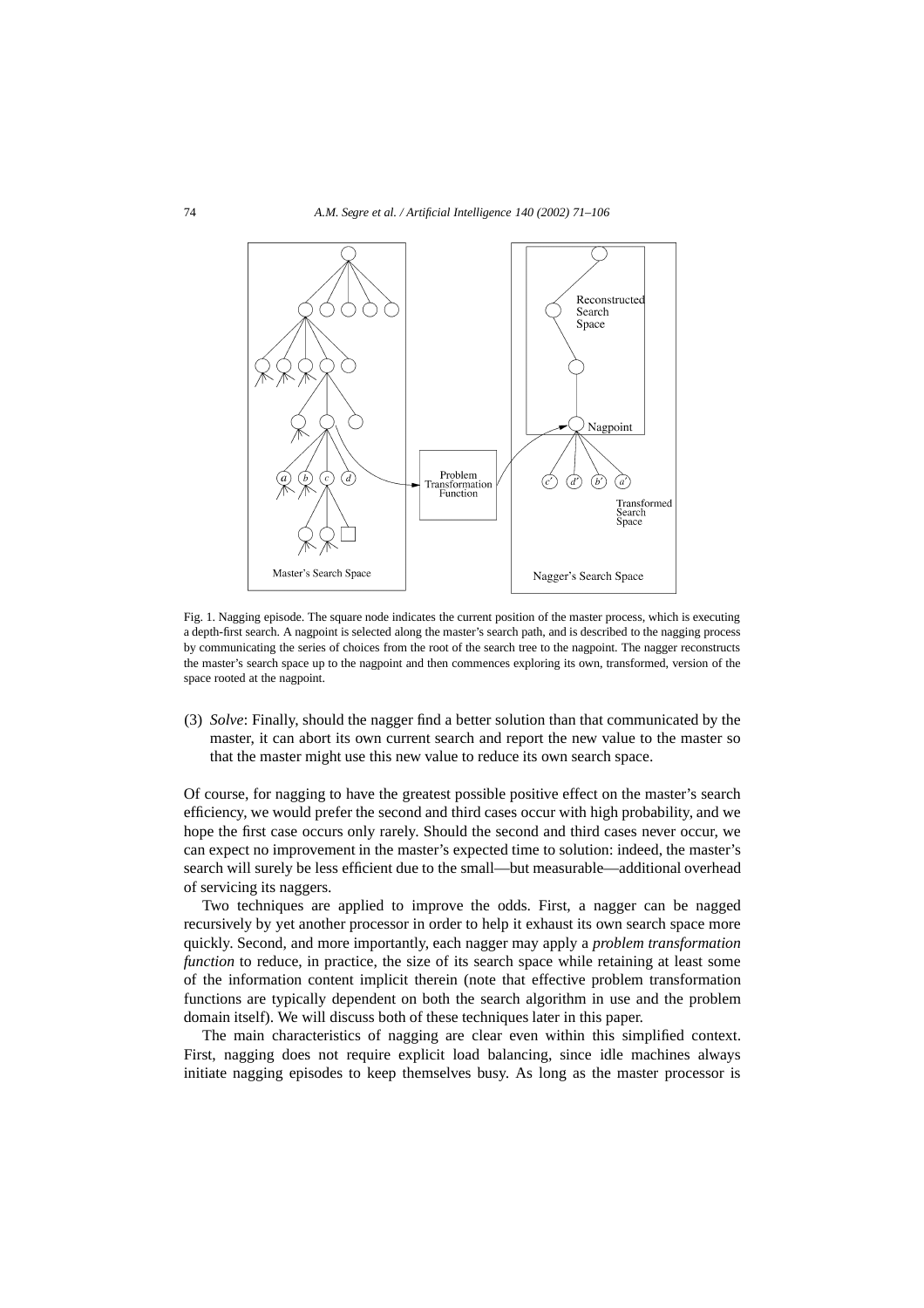Fig. 1. Nagging episode. The square node indicates the current position of the master process, which is executing a depth-first search. A nagpoint is selected along the master's search path, and is described to the nagging process by communicating the series of choices from the root of the search tree to the nagpoint. The nagger reconstructs the master's search space up to the nagpoint and then commences exploring its own, transformed, version of the space rooted at the nagpoint.

(3) *Solve*: Finally, should the nagger find a better solution than that communicated by the master, it can abort its own current search and report the new value to the master so that the master might use this new value to reduce its own search space.

Of course, for nagging to have the greatest possible positive effect on the master's search efficiency, we would prefer the second and third cases occur with high probability, and we hope the first case occurs only rarely. Should the second and third cases never occur, we can expect no improvement in the master's expected time to solution: indeed, the master's search will surely be less efficient due to the small—but measurable—additional overhead of servicing its naggers.

Two techniques are applied to improve the odds. First, a nagger can be nagged recursively by yet another processor in order to help it exhaust its own search space more quickly. Second, and more importantly, each nagger may apply a *problem transformation function* to reduce, in practice, the size of its search space while retaining at least some of the information content implicit therein (note that effective problem transformation functions are typically dependent on both the search algorithm in use and the problem domain itself). We will discuss both of these techniques later in this paper.

The main characteristics of nagging are clear even within this simplified context. First, nagging does not require explicit load balancing, since idle machines always initiate nagging episodes to keep themselves busy. As long as the master processor is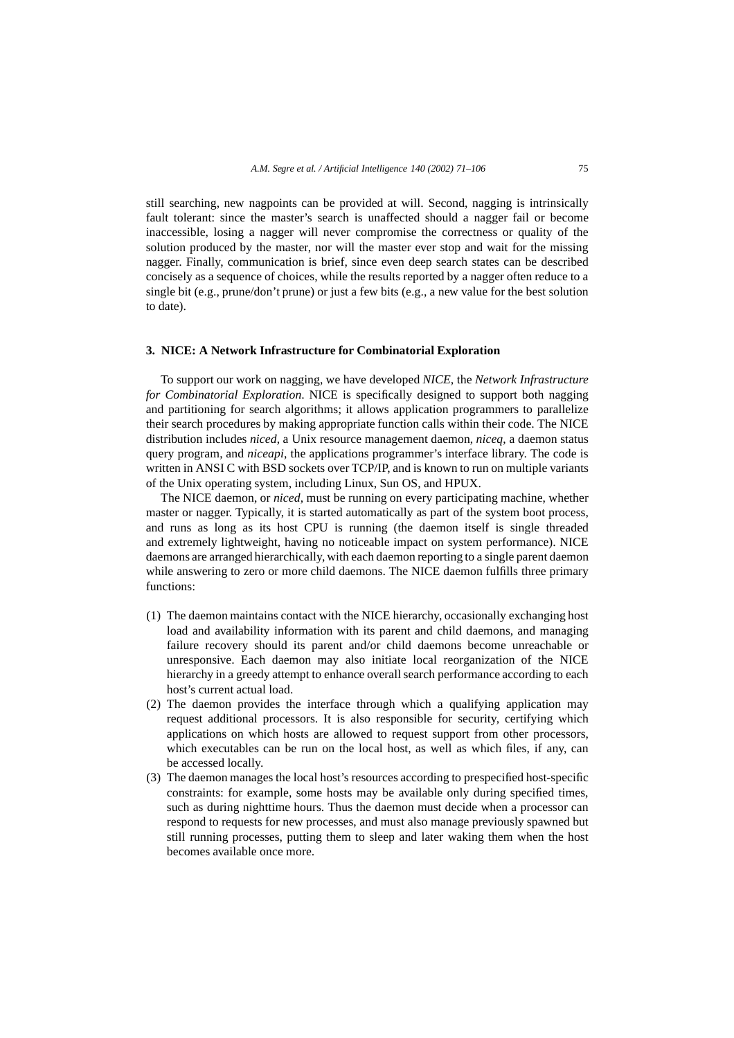still searching, new nagpoints can be provided at will. Second, nagging is intrinsically fault tolerant: since the master's search is unaffected should a nagger fail or become inaccessible, losing a nagger will never compromise the correctness or quality of the solution produced by the master, nor will the master ever stop and wait for the missing nagger. Finally, communication is brief, since even deep search states can be described concisely as a sequence of choices, while the results reported by a nagger often reduce to a single bit (e.g., prune/don't prune) or just a few bits (e.g., a new value for the best solution to date).

## 3. NICE: A Network Infrastructure for Combinatorial Exploration

To support our work on nagging, we have developed *NICE*, the *Network Infrastructure for Combinatorial Exploration*. NICE is specifically designed to support both nagging and partitioning for search algorithms; it allows application programmers to parallelize their search procedures by making appropriate function calls within their code. The NICE distribution includes *niced*, a Unix resource management daemon, *niceq*, a daemon status query program, and *niceapi*, the applications programmer's interface library. The code is written in ANSI C with BSD sockets over TCP/IP, and is known to run on multiple variants of the Unix operating system, including Linux, Sun OS, and HPUX.

The NICE daemon, or *niced*, must be running on every participating machine, whether master or nagger. Typically, it is started automatically as part of the system boot process, and runs as long as its host CPU is running (the daemon itself is single threaded and extremely lightweight, having no noticeable impact on system performance). NICE daemons are arranged hierarchically, with each daemon reporting to a single parent daemon while answering to zero or more child daemons. The NICE daemon fulfills three primary functions:

(1) The daemon maintains contact with the NICE hierarchy, occasionally exchanging host load and availability information with its parent and child daemons, and managing failure recovery should its parent and/or child daemons become unreachable or unresponsive. Each daemon may also initiate local reorganization of the NICE hierarchy in a greedy attempt to enhance overall search performance according to each host's current actual load.

(2) The daemon provides the interface through which a qualifying application may request additional processors. It is also responsible for security, certifying which applications on which hosts are allowed to request support from other processors, which executables can be run on the local host, as well as which files, if any, can be accessed locally.

(3) The daemon manages the local host's resources according to prespecified host-specific constraints: for example, some hosts may be available only during specified times, such as during nighttime hours. Thus the daemon must decide when a processor can respond to requests for new processes, and must also manage previously spawned but still running processes, putting them to sleep and later waking them when the host becomes available once more.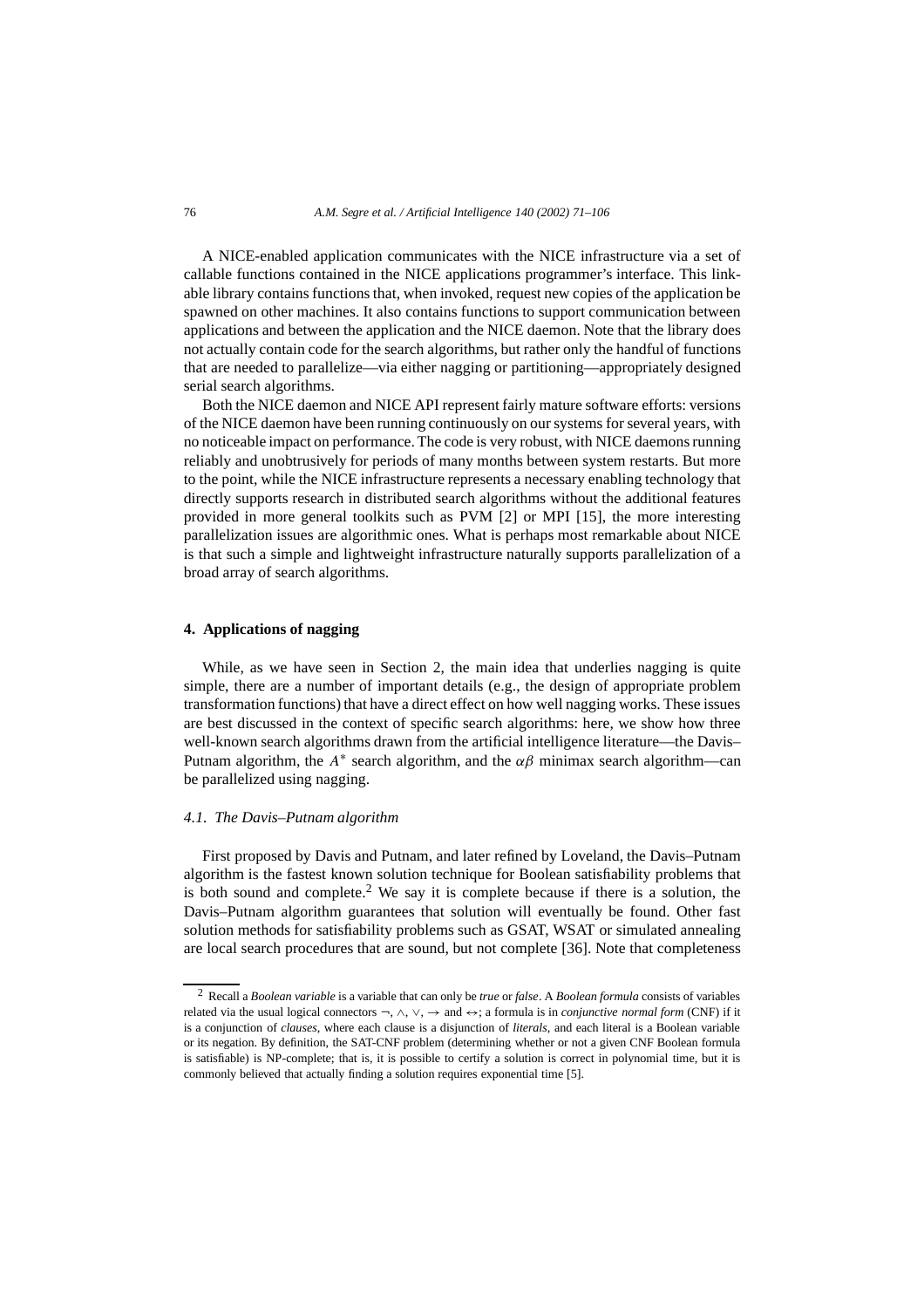A NICE-enabled application communicates with the NICE infrastructure via a set of callable functions contained in the NICE applications programmer's interface. This linkable library contains functions that, when invoked, request new copies of the application be spawned on other machines. It also contains functions to support communication between applications and between the application and the NICE daemon. Note that the library does not actually contain code for the search algorithms, but rather only the handful of functions that are needed to parallelize—via either nagging or partitioning—appropriately designed serial search algorithms.

Both the NICE daemon and NICE API represent fairly mature software efforts: versions of the NICE daemon have been running continuously on our systems for several years, with no noticeable impact on performance. The code is very robust, with NICE daemons running reliably and unobtrusively for periods of many months between system restarts. But more to the point, while the NICE infrastructure represents a necessary enabling technology that directly supports research in distributed search algorithms without the additional features provided in more general toolkits such as PVM [2] or MPI [15], the more interesting parallelization issues are algorithmic ones. What is perhaps most remarkable about NICE is that such a simple and lightweight infrastructure naturally supports parallelization of a broad array of search algorithms.

## 4. Applications of nagging

While, as we have seen in Section 2, the main idea that underlies nagging is quite simple, there are a number of important details (e.g., the design of appropriate problem transformation functions) that have a direct effect on how well nagging works. These issues are best discussed in the context of specific search algorithms: here, we show how three well-known search algorithms drawn from the artificial intelligence literature—the Davis–Putnam algorithm, the $A^*$ search algorithm, and the $\alpha\beta$ minimax search algorithm—can be parallelized using nagging.

### 4.1. The Davis–Putnam algorithm

First proposed by Davis and Putnam, and later refined by Loveland, the Davis–Putnam algorithm is the fastest known solution technique for Boolean satisfiability problems that is both sound and complete.[2] We say it is complete because if there is a solution, the Davis–Putnam algorithm guarantees that solution will eventually be found. Other fast solution methods for satisfiability problems such as GSAT, WSAT or simulated annealing are local search procedures that are sound, but not complete [36]. Note that completeness

---

[2] Recall a *Boolean variable* is a variable that can only be *true* or *false*. A *Boolean formula* consists of variables related via the usual logical connectors $\neg$, $\wedge$, $\vee$, $\rightarrow$ and $\leftrightarrow$; a formula is in *conjunctive normal form* (CNF) if it is a conjunction of *clauses*, where each clause is a disjunction of *literals*, and each literal is a Boolean variable or its negation. By definition, the SAT-CNF problem (determining whether or not a given CNF Boolean formula is satisfiable) is NP-complete; that is, it is possible to certify a solution is correct in polynomial time, but it is commonly believed that actually finding a solution requires exponential time [5].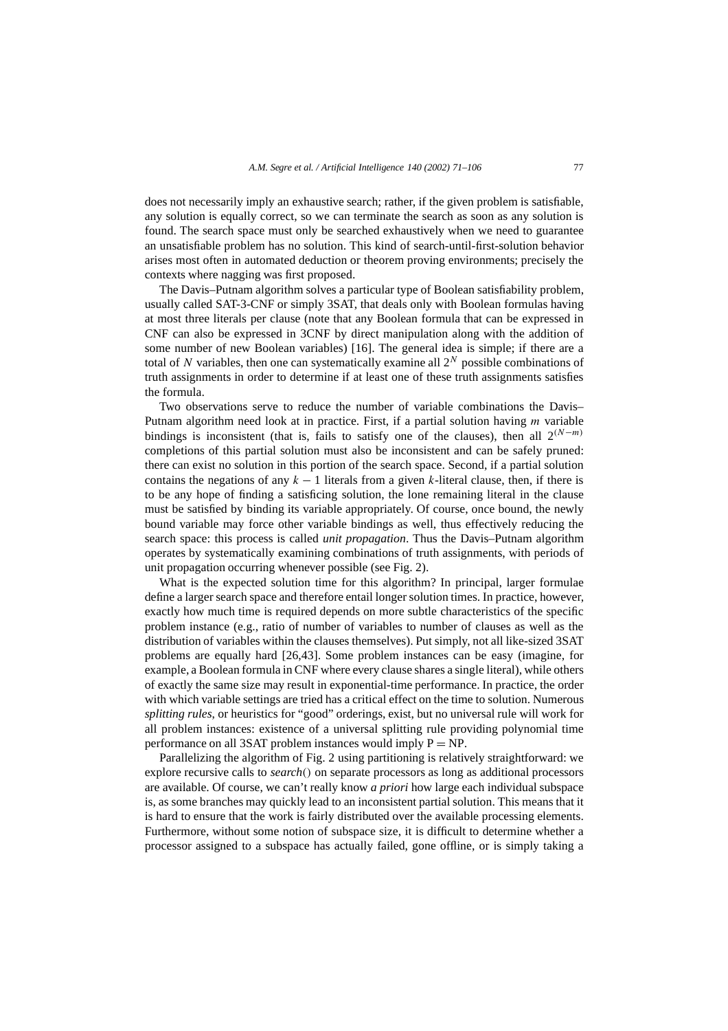does not necessarily imply an exhaustive search; rather, if the given problem is satisfiable, any solution is equally correct, so we can terminate the search as soon as any solution is found. The search space must only be searched exhaustively when we need to guarantee an unsatisfiable problem has no solution. This kind of search-until-first-solution behavior arises most often in automated deduction or theorem proving environments; precisely the contexts where nagging was first proposed.

The Davis–Putnam algorithm solves a particular type of Boolean satisfiability problem, usually called SAT-3-CNF or simply 3SAT, that deals only with Boolean formulas having at most three literals per clause (note that any Boolean formula that can be expressed in CNF can also be expressed in 3CNF by direct manipulation along with the addition of some number of new Boolean variables) [16]. The general idea is simple; if there are a total of $N$ variables, then one can systematically examine all $2^N$ possible combinations of truth assignments in order to determine if at least one of these truth assignments satisfies the formula.

Two observations serve to reduce the number of variable combinations the Davis–Putnam algorithm need look at in practice. First, if a partial solution having $m$ variable bindings is inconsistent (that is, fails to satisfy one of the clauses), then all $2^{(N-m)}$ completions of this partial solution must also be inconsistent and can be safely pruned: there can exist no solution in this portion of the search space. Second, if a partial solution contains the negations of any $k-1$ literals from a given $k$-literal clause, then, if there is to be any hope of finding a satisficing solution, the lone remaining literal in the clause must be satisfied by binding its variable appropriately. Of course, once bound, the newly bound variable may force other variable bindings as well, thus effectively reducing the search space: this process is called *unit propagation*. Thus the Davis–Putnam algorithm operates by systematically examining combinations of truth assignments, with periods of unit propagation occurring whenever possible (see Fig. 2).

What is the expected solution time for this algorithm? In principal, larger formulae define a larger search space and therefore entail longer solution times. In practice, however, exactly how much time is required depends on more subtle characteristics of the specific problem instance (e.g., ratio of number of variables to number of clauses as well as the distribution of variables within the clauses themselves). Put simply, not all like-sized 3SAT problems are equally hard [26,43]. Some problem instances can be easy (imagine, for example, a Boolean formula in CNF where every clause shares a single literal), while others of exactly the same size may result in exponential-time performance. In practice, the order with which variable settings are tried has a critical effect on the time to solution. Numerous *splitting rules*, or heuristics for "good" orderings, exist, but no universal rule will work for all problem instances: existence of a universal splitting rule providing polynomial time performance on all 3SAT problem instances would imply $\mathrm{P} = \mathrm{NP}$.

Parallelizing the algorithm of Fig. 2 using partitioning is relatively straightforward: we explore recursive calls to *search*() on separate processors as long as additional processors are available. Of course, we can't really know *a priori* how large each individual subspace is, as some branches may quickly lead to an inconsistent partial solution. This means that it is hard to ensure that the work is fairly distributed over the available processing elements. Furthermore, without some notion of subspace size, it is difficult to determine whether a processor assigned to a subspace has actually failed, gone offline, or is simply taking a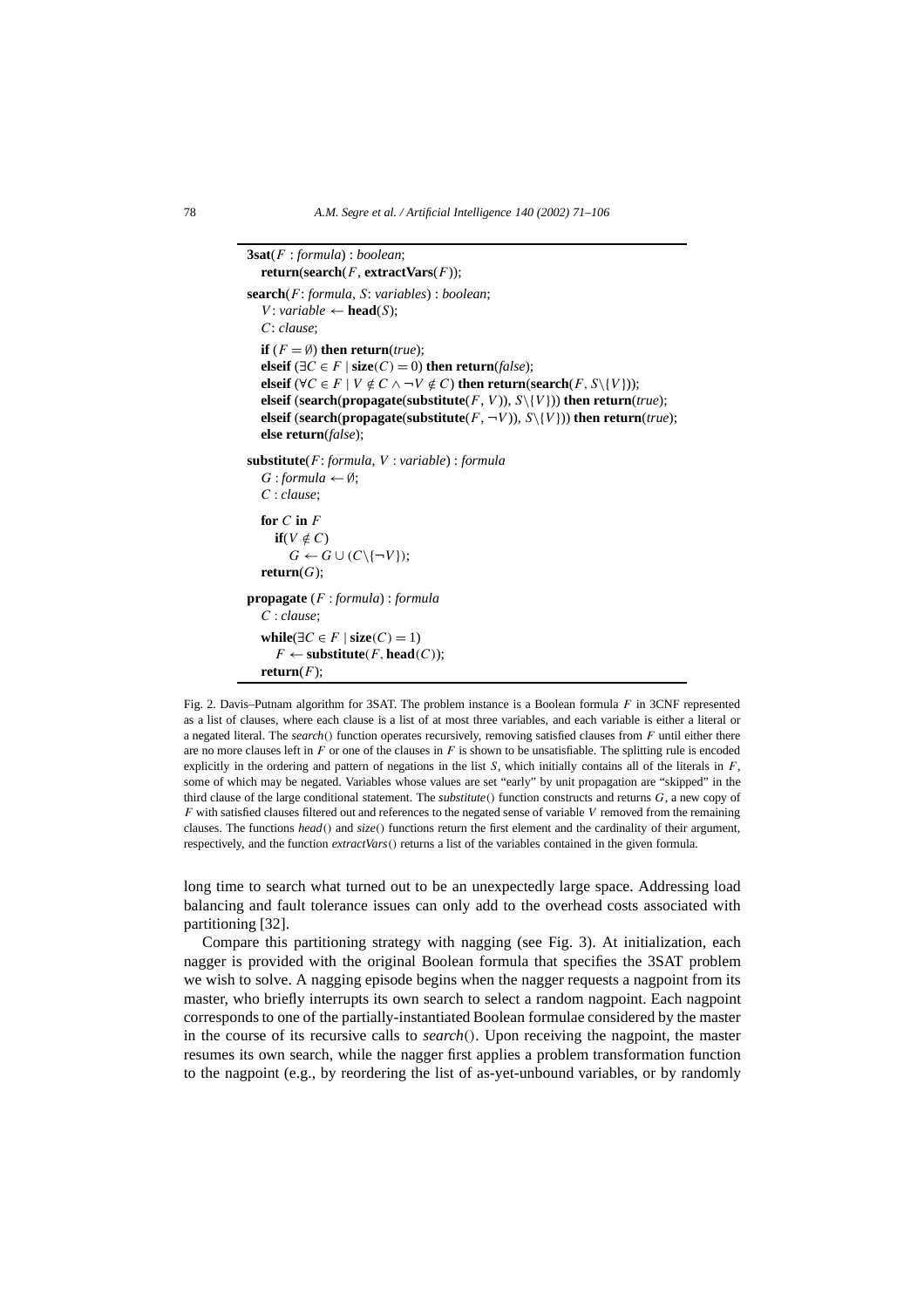```
3sat(F : formula) : boolean;
   return(search(F, extractVars(F));

search(F: formula, S: variables) : boolean;
   V: variable ← head(S);
   C: clause;

   if (F = ∅) then return(true);
   elseif (∃C ∈ F | size(C) = 0) then return(false);
   elseif (∀C ∈ F | V ∉ C ∧ ¬V ∉ C) then return(search(F, S\{V}));
   elseif (search(propagate(substitute(F, V)), S\{V})) then return(true);
   elseif (search(propagate(substitute(F, ¬V)), S\{V})) then return(true);
   else return(false);

substitute(F: formula, V : variable) : formula
   G : formula ← ∅;
   C : clause;

   for C in F
      if(V ∉ C)
         G ← G ∪ (C\{¬V});
   return(G);

propagate (F : formula) : formula
   C : clause;

   while(∃C ∈ F | size(C) = 1)
      F ← substitute(F, head(C));
   return(F);
```

Fig. 2. Davis–Putnam algorithm for 3SAT. The problem instance is a Boolean formula $F$ in 3CNF represented as a list of clauses, where each clause is a list of at most three variables, and each variable is either a literal or a negated literal. The *search*() function operates recursively, removing satisfied clauses from $F$ until either there are no more clauses left in $F$ or one of the clauses in $F$ is shown to be unsatisfiable. The splitting rule is encoded explicitly in the ordering and pattern of negations in the list $S$, which initially contains all of the literals in $F$, some of which may be negated. Variables whose values are set "early" by unit propagation are "skipped" in the third clause of the large conditional statement. The *substitute*() function constructs and returns $G$, a new copy of $F$ with satisfied clauses filtered out and references to the negated sense of variable $V$ removed from the remaining clauses. The functions *head*() and *size*() functions return the first element and the cardinality of their argument, respectively, and the function *extractVars*() returns a list of the variables contained in the given formula.

long time to search what turned out to be an unexpectedly large space. Addressing load balancing and fault tolerance issues can only add to the overhead costs associated with partitioning [32].

Compare this partitioning strategy with nagging (see Fig. 3). At initialization, each nagger is provided with the original Boolean formula that specifies the 3SAT problem we wish to solve. A nagging episode begins when the nagger requests a nagpoint from its master, who briefly interrupts its own search to select a random nagpoint. Each nagpoint corresponds to one of the partially-instantiated Boolean formulae considered by the master in the course of its recursive calls to *search*(). Upon receiving the nagpoint, the master resumes its own search, while the nagger first applies a problem transformation function to the nagpoint (e.g., by reordering the list of as-yet-unbound variables, or by randomly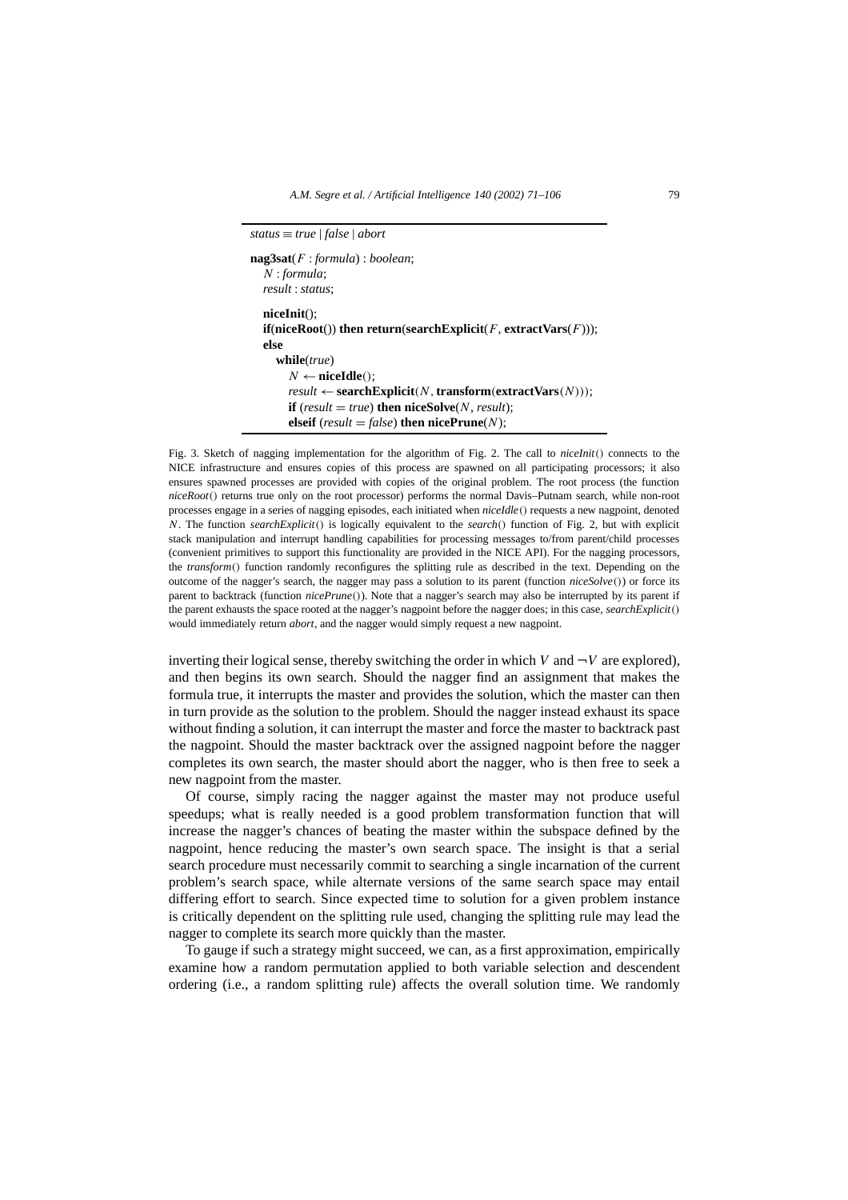```
status ≡ true | false | abort

nag3sat(F : formula) : boolean;
  N : formula;
  result : status;

  niceInit();
  if(niceRoot()) then return(searchExplicit(F, extractVars(F)));
  else
    while(true)
      N ← niceIdle();
      result ← searchExplicit(N, transform(extractVars(N)));
      if (result = true) then niceSolve(N, result);
      elseif (result = false) then nicePrune(N);
```

Fig. 3. Sketch of nagging implementation for the algorithm of Fig. 2. The call to *niceInit*() connects to the NICE infrastructure and ensures copies of this process are spawned on all participating processors; it also ensures spawned processes are provided with copies of the original problem. The root process (the function *niceRoot*() returns true only on the root processor) performs the normal Davis–Putnam search, while non-root processes engage in a series of nagging episodes, each initiated when *niceIdle*() requests a new nagpoint, denoted $N$. The function *searchExplicit*() is logically equivalent to the *search*() function of Fig. 2, but with explicit stack manipulation and interrupt handling capabilities for processing messages to/from parent/child processes (convenient primitives to support this functionality are provided in the NICE API). For the nagging processors, the *transform*() function randomly reconfigures the splitting rule as described in the text. Depending on the outcome of the nagger's search, the nagger may pass a solution to its parent (function *niceSolve*()) or force its parent to backtrack (function *nicePrune*()). Note that a nagger's search may also be interrupted by its parent if the parent exhausts the space rooted at the nagger's nagpoint before the nagger does; in this case, *searchExplicit*() would immediately return *abort*, and the nagger would simply request a new nagpoint.

inverting their logical sense, thereby switching the order in which $V$ and $\neg V$ are explored), and then begins its own search. Should the nagger find an assignment that makes the formula true, it interrupts the master and provides the solution, which the master can then in turn provide as the solution to the problem. Should the nagger instead exhaust its space without finding a solution, it can interrupt the master and force the master to backtrack past the nagpoint. Should the master backtrack over the assigned nagpoint before the nagger completes its own search, the master should abort the nagger, who is then free to seek a new nagpoint from the master.

Of course, simply racing the nagger against the master may not produce useful speedups; what is really needed is a good problem transformation function that will increase the nagger's chances of beating the master within the subspace defined by the nagpoint, hence reducing the master's own search space. The insight is that a serial search procedure must necessarily commit to searching a single incarnation of the current problem's search space, while alternate versions of the same search space may entail differing effort to search. Since expected time to solution for a given problem instance is critically dependent on the splitting rule used, changing the splitting rule may lead the nagger to complete its search more quickly than the master.

To gauge if such a strategy might succeed, we can, as a first approximation, empirically examine how a random permutation applied to both variable selection and descendent ordering (i.e., a random splitting rule) affects the overall solution time. We randomly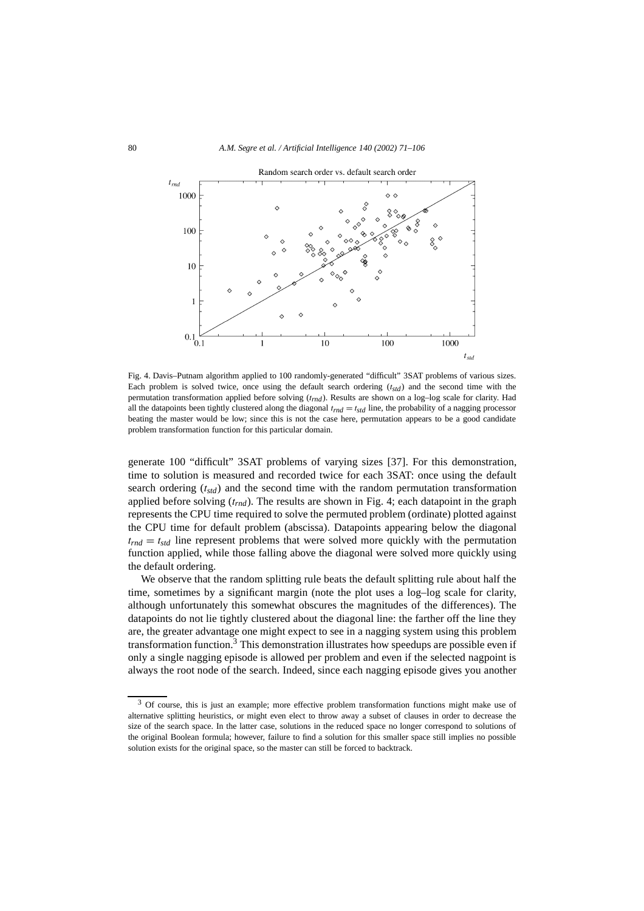Fig. 4. Davis–Putnam algorithm applied to 100 randomly-generated "difficult" 3SAT problems of various sizes. Each problem is solved twice, once using the default search ordering ($t_{std}$) and the second time with the permutation transformation applied before solving ($t_{rnd}$). Results are shown on a log–log scale for clarity. Had all the datapoints been tightly clustered along the diagonal $t_{rnd} = t_{std}$ line, the probability of a nagging processor beating the master would be low; since this is not the case here, permutation appears to be a good candidate problem transformation function for this particular domain.

generate 100 "difficult" 3SAT problems of varying sizes [37]. For this demonstration, time to solution is measured and recorded twice for each 3SAT: once using the default search ordering ($t_{std}$) and the second time with the random permutation transformation applied before solving ($t_{rnd}$). The results are shown in Fig. 4; each datapoint in the graph represents the CPU time required to solve the permuted problem (ordinate) plotted against the CPU time for default problem (abscissa). Datapoints appearing below the diagonal $t_{rnd} = t_{std}$ line represent problems that were solved more quickly with the permutation function applied, while those falling above the diagonal were solved more quickly using the default ordering.

We observe that the random splitting rule beats the default splitting rule about half the time, sometimes by a significant margin (note the plot uses a log–log scale for clarity, although unfortunately this somewhat obscures the magnitudes of the differences). The datapoints do not lie tightly clustered about the diagonal line: the farther off the line they are, the greater advantage one might expect to see in a nagging system using this problem transformation function.[3] This demonstration illustrates how speedups are possible even if only a single nagging episode is allowed per problem and even if the selected nagpoint is always the root node of the search. Indeed, since each nagging episode gives you another

[3] Of course, this is just an example; more effective problem transformation functions might make use of alternative splitting heuristics, or might even elect to throw away a subset of clauses in order to decrease the size of the search space. In the latter case, solutions in the reduced space no longer correspond to solutions of the original Boolean formula; however, failure to find a solution for this smaller space still implies no possible solution exists for the original space, so the master can still be forced to backtrack.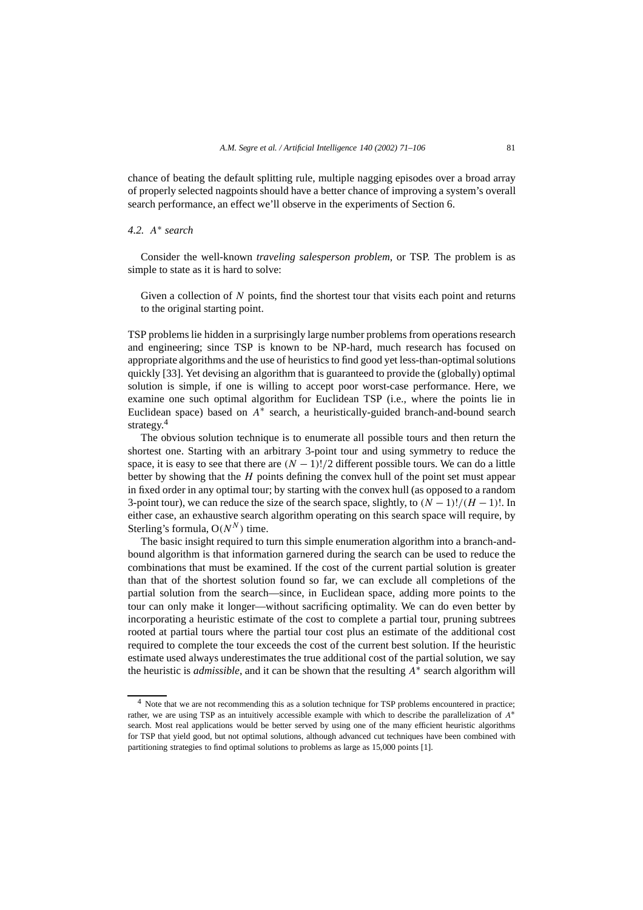chance of beating the default splitting rule, multiple nagging episodes over a broad array of properly selected nagpoints should have a better chance of improving a system's overall search performance, an effect we'll observe in the experiments of Section 6.

### 4.2. $A^*$ search

Consider the well-known *traveling salesperson problem*, or TSP. The problem is as simple to state as it is hard to solve:

> Given a collection of $N$ points, find the shortest tour that visits each point and returns to the original starting point.

TSP problems lie hidden in a surprisingly large number problems from operations research and engineering; since TSP is known to be NP-hard, much research has focused on appropriate algorithms and the use of heuristics to find good yet less-than-optimal solutions quickly [33]. Yet devising an algorithm that is guaranteed to provide the (globally) optimal solution is simple, if one is willing to accept poor worst-case performance. Here, we examine one such optimal algorithm for Euclidean TSP (i.e., where the points lie in Euclidean space) based on $A^*$ search, a heuristically-guided branch-and-bound search strategy.[4]

The obvious solution technique is to enumerate all possible tours and then return the shortest one. Starting with an arbitrary 3-point tour and using symmetry to reduce the space, it is easy to see that there are $(N-1)!/2$ different possible tours. We can do a little better by showing that the $H$ points defining the convex hull of the point set must appear in fixed order in any optimal tour; by starting with the convex hull (as opposed to a random 3-point tour), we can reduce the size of the search space, slightly, to $(N-1)!/(H-1)!$. In either case, an exhaustive search algorithm operating on this search space will require, by Sterling's formula, $O(N^N)$ time.

The basic insight required to turn this simple enumeration algorithm into a branch-and-bound algorithm is that information garnered during the search can be used to reduce the combinations that must be examined. If the cost of the current partial solution is greater than that of the shortest solution found so far, we can exclude all completions of the partial solution from the search—since, in Euclidean space, adding more points to the tour can only make it longer—without sacrificing optimality. We can do even better by incorporating a heuristic estimate of the cost to complete a partial tour, pruning subtrees rooted at partial tours where the partial tour cost plus an estimate of the additional cost required to complete the tour exceeds the cost of the current best solution. If the heuristic estimate used always underestimates the true additional cost of the partial solution, we say the heuristic is *admissible*, and it can be shown that the resulting $A^*$ search algorithm will

---

[4] Note that we are not recommending this as a solution technique for TSP problems encountered in practice; rather, we are using TSP as an intuitively accessible example with which to describe the parallelization of $A^*$ search. Most real applications would be better served by using one of the many efficient heuristic algorithms for TSP that yield good, but not optimal solutions, although advanced cut techniques have been combined with partitioning strategies to find optimal solutions to problems as large as 15,000 points [1].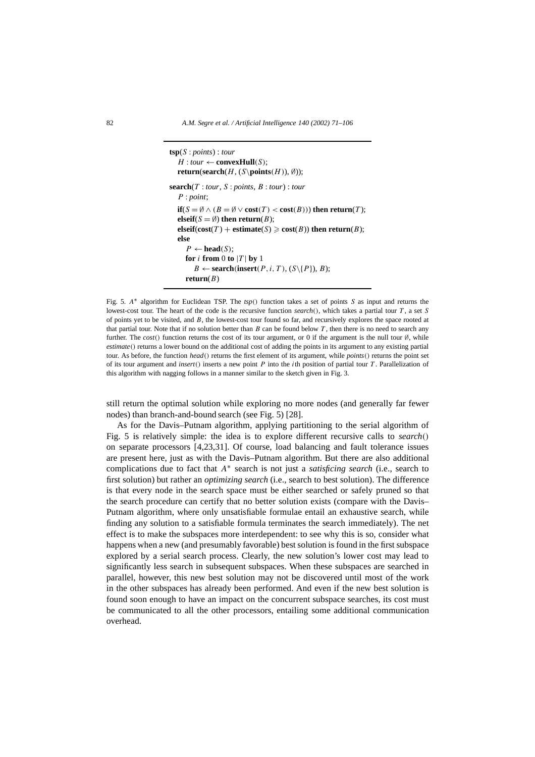```
tsp(S : points) : tour
   H : tour ← convexHull(S);
   return(search(H, (S\points(H)), ∅));

search(T : tour, S : points, B : tour) : tour
   P : point;
   if(S = ∅ ∧ (B = ∅ ∨ cost(T) < cost(B))) then return(T);
   elseif(S = ∅) then return(B);
   elseif(cost(T) + estimate(S) ⩾ cost(B)) then return(B);
   else
      P ← head(S);
      for i from 0 to |T| by 1
         B ← search(insert(P, i, T), (S\{P}), B);
      return(B)
```

Fig. 5. $A^*$ algorithm for Euclidean TSP. The *tsp*() function takes a set of points $S$ as input and returns the lowest-cost tour. The heart of the code is the recursive function *search*(), which takes a partial tour $T$, a set $S$ of points yet to be visited, and $B$, the lowest-cost tour found so far, and recursively explores the space rooted at that partial tour. Note that if no solution better than $B$ can be found below $T$, then there is no need to search any further. The *cost*() function returns the cost of its tour argument, or 0 if the argument is the null tour $\emptyset$, while *estimate*() returns a lower bound on the additional cost of adding the points in its argument to any existing partial tour. As before, the function *head*() returns the first element of its argument, while *points*() returns the point set of its tour argument and *insert*() inserts a new point $P$ into the $i$th position of partial tour $T$. Parallelization of this algorithm with nagging follows in a manner similar to the sketch given in Fig. 3.

still return the optimal solution while exploring no more nodes (and generally far fewer nodes) than branch-and-bound search (see Fig. 5) [28].

As for the Davis–Putnam algorithm, applying partitioning to the serial algorithm of Fig. 5 is relatively simple: the idea is to explore different recursive calls to *search*() on separate processors [4,23,31]. Of course, load balancing and fault tolerance issues are present here, just as with the Davis–Putnam algorithm. But there are also additional complications due to fact that $A^*$ search is not just a *satisficing search* (i.e., search to first solution) but rather an *optimizing search* (i.e., search to best solution). The difference is that every node in the search space must be either searched or safely pruned so that the search procedure can certify that no better solution exists (compare with the Davis–Putnam algorithm, where only unsatisfiable formulae entail an exhaustive search, while finding any solution to a satisfiable formula terminates the search immediately). The net effect is to make the subspaces more interdependent: to see why this is so, consider what happens when a new (and presumably favorable) best solution is found in the first subspace explored by a serial search process. Clearly, the new solution's lower cost may lead to significantly less search in subsequent subspaces. When these subspaces are searched in parallel, however, this new best solution may not be discovered until most of the work in the other subspaces has already been performed. And even if the new best solution is found soon enough to have an impact on the concurrent subspace searches, its cost must be communicated to all the other processors, entailing some additional communication overhead.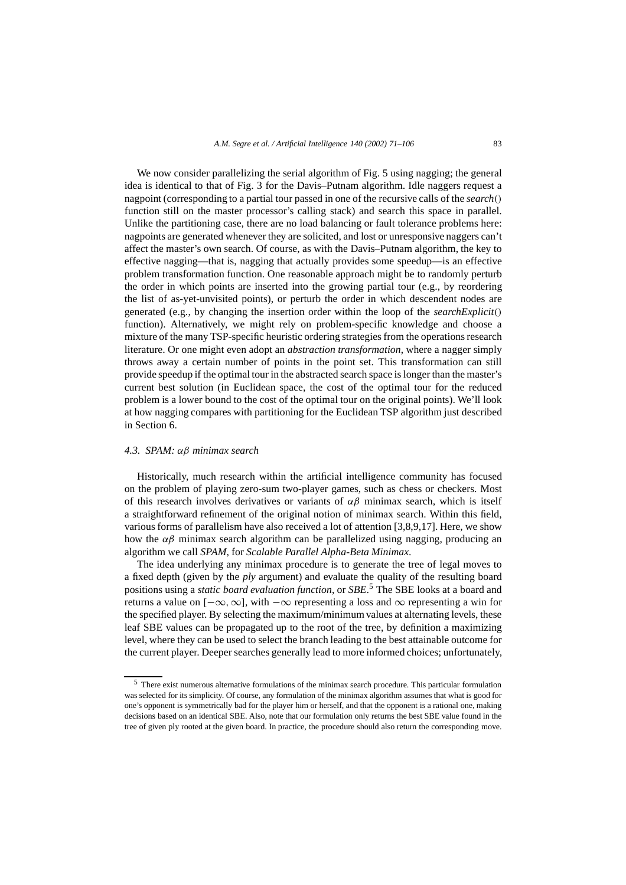We now consider parallelizing the serial algorithm of Fig. 5 using nagging; the general idea is identical to that of Fig. 3 for the Davis–Putnam algorithm. Idle naggers request a nagpoint (corresponding to a partial tour passed in one of the recursive calls of the *search*() function still on the master processor's calling stack) and search this space in parallel. Unlike the partitioning case, there are no load balancing or fault tolerance problems here: nagpoints are generated whenever they are solicited, and lost or unresponsive naggers can't affect the master's own search. Of course, as with the Davis–Putnam algorithm, the key to effective nagging—that is, nagging that actually provides some speedup—is an effective problem transformation function. One reasonable approach might be to randomly perturb the order in which points are inserted into the growing partial tour (e.g., by reordering the list of as-yet-unvisited points), or perturb the order in which descendent nodes are generated (e.g., by changing the insertion order within the loop of the *searchExplicit*() function). Alternatively, we might rely on problem-specific knowledge and choose a mixture of the many TSP-specific heuristic ordering strategies from the operations research literature. Or one might even adopt an *abstraction transformation*, where a nagger simply throws away a certain number of points in the point set. This transformation can still provide speedup if the optimal tour in the abstracted search space is longer than the master's current best solution (in Euclidean space, the cost of the optimal tour for the reduced problem is a lower bound to the cost of the optimal tour on the original points). We'll look at how nagging compares with partitioning for the Euclidean TSP algorithm just described in Section 6.

### 4.3. SPAM: $\alpha\beta$ minimax search

Historically, much research within the artificial intelligence community has focused on the problem of playing zero-sum two-player games, such as chess or checkers. Most of this research involves derivatives or variants of $\alpha\beta$ minimax search, which is itself a straightforward refinement of the original notion of minimax search. Within this field, various forms of parallelism have also received a lot of attention [3,8,9,17]. Here, we show how the $\alpha\beta$ minimax search algorithm can be parallelized using nagging, producing an algorithm we call *SPAM*, for *Scalable Parallel Alpha-Beta Minimax*.

The idea underlying any minimax procedure is to generate the tree of legal moves to a fixed depth (given by the *ply* argument) and evaluate the quality of the resulting board positions using a *static board evaluation function*, or *SBE*.[5] The SBE looks at a board and returns a value on $[-\infty, \infty]$, with $-\infty$ representing a loss and $\infty$ representing a win for the specified player. By selecting the maximum/minimum values at alternating levels, these leaf SBE values can be propagated up to the root of the tree, by definition a maximizing level, where they can be used to select the branch leading to the best attainable outcome for the current player. Deeper searches generally lead to more informed choices; unfortunately,

[5] There exist numerous alternative formulations of the minimax search procedure. This particular formulation was selected for its simplicity. Of course, any formulation of the minimax algorithm assumes that what is good for one's opponent is symmetrically bad for the player him or herself, and that the opponent is a rational one, making decisions based on an identical SBE. Also, note that our formulation only returns the best SBE value found in the tree of given ply rooted at the given board. In practice, the procedure should also return the corresponding move.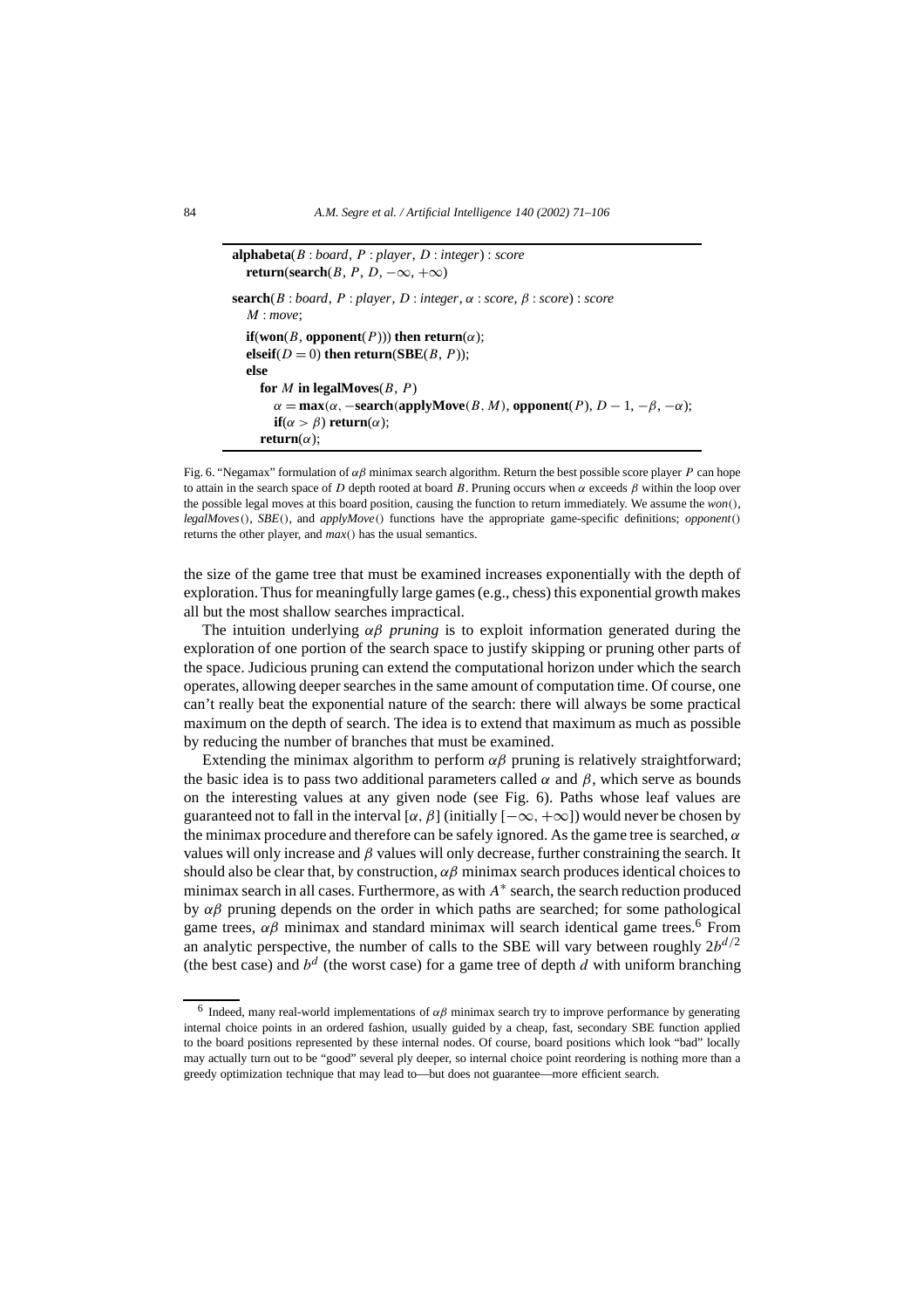```
alphabeta(B : board, P : player, D : integer) : score
   return(search(B, P, D, −∞, +∞)

search(B : board, P : player, D : integer, α : score, β : score) : score
   M : move;
   if(won(B, opponent(P))) then return(α);
   elseif(D = 0) then return(SBE(B, P));
   else
      for M in legalMoves(B, P)
         α = max(α, −search(applyMove(B, M), opponent(P), D − 1, −β, −α);
         if(α > β) return(α);
      return(α);
```

Fig. 6. "Negamax" formulation of $\alpha\beta$ minimax search algorithm. Return the best possible score player $P$ can hope to attain in the search space of $D$ depth rooted at board $B$. Pruning occurs when $\alpha$ exceeds $\beta$ within the loop over the possible legal moves at this board position, causing the function to return immediately. We assume the *won*(), *legalMoves*(), *SBE*(), and *applyMove*() functions have the appropriate game-specific definitions; *opponent*() returns the other player, and *max*() has the usual semantics.

the size of the game tree that must be examined increases exponentially with the depth of exploration. Thus for meaningfully large games (e.g., chess) this exponential growth makes all but the most shallow searches impractical.

The intuition underlying *$\alpha\beta$ pruning* is to exploit information generated during the exploration of one portion of the search space to justify skipping or pruning other parts of the space. Judicious pruning can extend the computational horizon under which the search operates, allowing deeper searches in the same amount of computation time. Of course, one can't really beat the exponential nature of the search: there will always be some practical maximum on the depth of search. The idea is to extend that maximum as much as possible by reducing the number of branches that must be examined.

Extending the minimax algorithm to perform $\alpha\beta$ pruning is relatively straightforward; the basic idea is to pass two additional parameters called $\alpha$ and $\beta$, which serve as bounds on the interesting values at any given node (see Fig. 6). Paths whose leaf values are guaranteed not to fall in the interval $[\alpha, \beta]$ (initially $[-\infty, +\infty]$) would never be chosen by the minimax procedure and therefore can be safely ignored. As the game tree is searched, $\alpha$ values will only increase and $\beta$ values will only decrease, further constraining the search. It should also be clear that, by construction, $\alpha\beta$ minimax search produces identical choices to minimax search in all cases. Furthermore, as with $A^*$ search, the search reduction produced by $\alpha\beta$ pruning depends on the order in which paths are searched; for some pathological game trees, $\alpha\beta$ minimax and standard minimax will search identical game trees.[6] From an analytic perspective, the number of calls to the SBE will vary between roughly $2b^{d/2}$ (the best case) and $b^d$ (the worst case) for a game tree of depth $d$ with uniform branching

[6] Indeed, many real-world implementations of $\alpha\beta$ minimax search try to improve performance by generating internal choice points in an ordered fashion, usually guided by a cheap, fast, secondary SBE function applied to the board positions represented by these internal nodes. Of course, board positions which look "bad" locally may actually turn out to be "good" several ply deeper, so internal choice point reordering is nothing more than a greedy optimization technique that may lead to—but does not guarantee—more efficient search.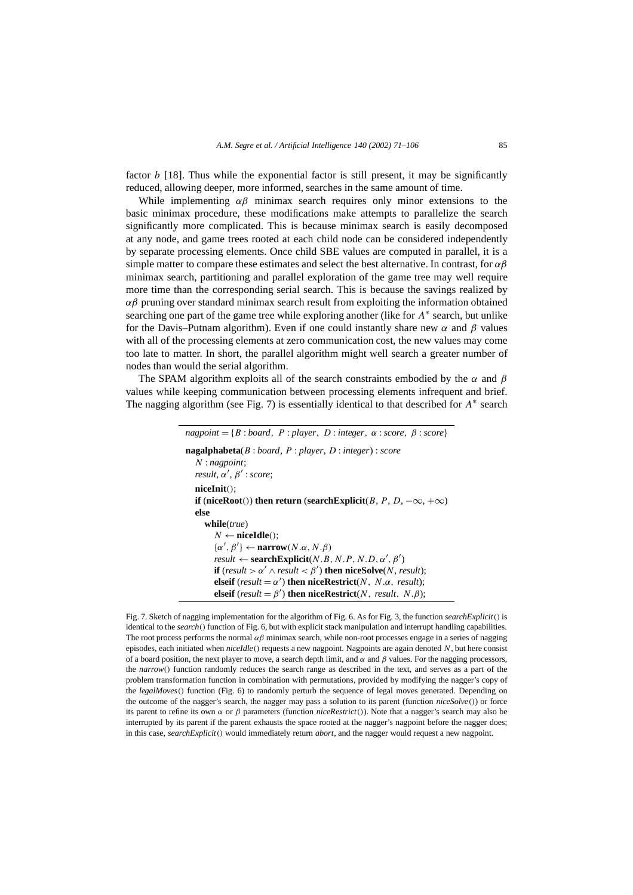factor $b$ [18]. Thus while the exponential factor is still present, it may be significantly reduced, allowing deeper, more informed, searches in the same amount of time.

While implementing $\alpha\beta$ minimax search requires only minor extensions to the basic minimax procedure, these modifications make attempts to parallelize the search significantly more complicated. This is because minimax search is easily decomposed at any node, and game trees rooted at each child node can be considered independently by separate processing elements. Once child SBE values are computed in parallel, it is a simple matter to compare these estimates and select the best alternative. In contrast, for $\alpha\beta$ minimax search, partitioning and parallel exploration of the game tree may well require more time than the corresponding serial search. This is because the savings realized by $\alpha\beta$ pruning over standard minimax search result from exploiting the information obtained searching one part of the game tree while exploring another (like for $A^*$ search, but unlike for the Davis–Putnam algorithm). Even if one could instantly share new $\alpha$ and $\beta$ values with all of the processing elements at zero communication cost, the new values may come too late to matter. In short, the parallel algorithm might well search a greater number of nodes than would the serial algorithm.

The SPAM algorithm exploits all of the search constraints embodied by the $\alpha$ and $\beta$ values while keeping communication between processing elements infrequent and brief. The nagging algorithm (see Fig. 7) is essentially identical to that described for $A^*$ search

```
nagpoint = {B : board, P : player, D : integer, α : score, β : score}

nagalphabeta(B : board, P : player, D : integer) : score
  N : nagpoint;
  result, α′, β′ : score;
  niceInit();
  if (niceRoot()) then return (searchExplicit(B, P, D, −∞, +∞)
  else
    while(true)
      N ← niceIdle();
      {α′, β′} ← narrow(N.α, N.β)
      result ← searchExplicit(N.B, N.P, N.D, α′, β′)
      if (result > α′ ∧ result < β′) then niceSolve(N, result);
      elseif (result = α′) then niceRestrict(N, N.α, result);
      elseif (result = β′) then niceRestrict(N, result, N.β);
```

Fig. 7. Sketch of nagging implementation for the algorithm of Fig. 6. As for Fig. 3, the function *searchExplicit*() is identical to the *search*() function of Fig. 6, but with explicit stack manipulation and interrupt handling capabilities. The root process performs the normal $\alpha\beta$ minimax search, while non-root processes engage in a series of nagging episodes, each initiated when *niceIdle*() requests a new nagpoint. Nagpoints are again denoted $N$, but here consist of a board position, the next player to move, a search depth limit, and $\alpha$ and $\beta$ values. For the nagging processors, the *narrow*() function randomly reduces the search range as described in the text, and serves as a part of the problem transformation function in combination with permutations, provided by modifying the nagger's copy of the *legalMoves*() function (Fig. 6) to randomly perturb the sequence of legal moves generated. Depending on the outcome of the nagger's search, the nagger may pass a solution to its parent (function *niceSolve*()) or force its parent to refine its own $\alpha$ or $\beta$ parameters (function *niceRestrict*()). Note that a nagger's search may also be interrupted by its parent if the parent exhausts the space rooted at the nagger's nagpoint before the nagger does; in this case, *searchExplicit*() would immediately return *abort*, and the nagger would request a new nagpoint.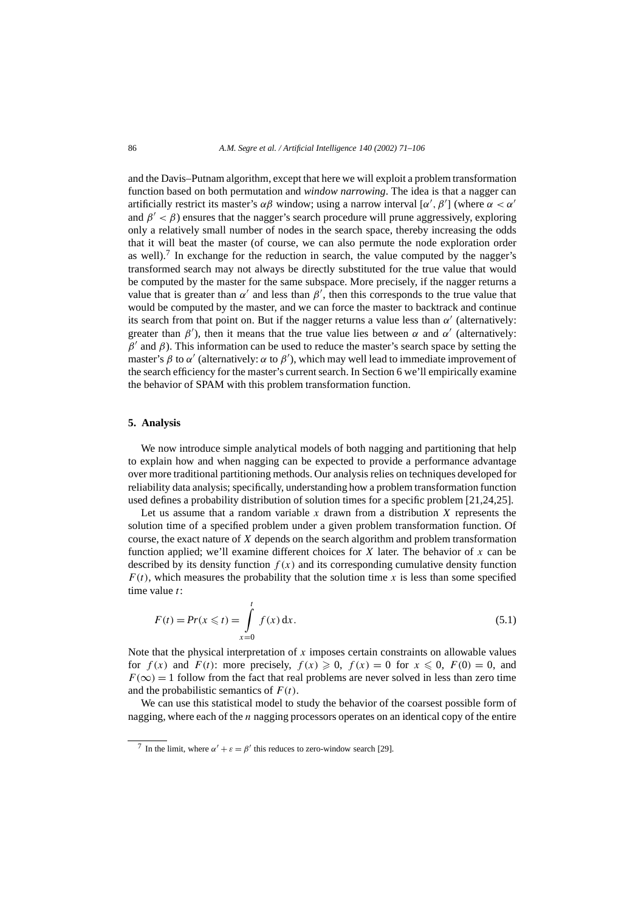and the Davis–Putnam algorithm, except that here we will exploit a problem transformation function based on both permutation and *window narrowing*. The idea is that a nagger can artificially restrict its master's $\alpha\beta$ window; using a narrow interval $[\alpha', \beta']$ (where $\alpha < \alpha'$ and $\beta' < \beta$) ensures that the nagger's search procedure will prune aggressively, exploring only a relatively small number of nodes in the search space, thereby increasing the odds that it will beat the master (of course, we can also permute the node exploration order as well).[7] In exchange for the reduction in search, the value computed by the nagger's transformed search may not always be directly substituted for the true value that would be computed by the master for the same subspace. More precisely, if the nagger returns a value that is greater than $\alpha'$ and less than $\beta'$, then this corresponds to the true value that would be computed by the master, and we can force the master to backtrack and continue its search from that point on. But if the nagger returns a value less than $\alpha'$ (alternatively: greater than $\beta'$), then it means that the true value lies between $\alpha$ and $\alpha'$ (alternatively: $\beta'$ and $\beta$). This information can be used to reduce the master's search space by setting the master's $\beta$ to $\alpha'$ (alternatively: $\alpha$ to $\beta'$), which may well lead to immediate improvement of the search efficiency for the master's current search. In Section 6 we'll empirically examine the behavior of SPAM with this problem transformation function.

## 5. Analysis

We now introduce simple analytical models of both nagging and partitioning that help to explain how and when nagging can be expected to provide a performance advantage over more traditional partitioning methods. Our analysis relies on techniques developed for reliability data analysis; specifically, understanding how a problem transformation function used defines a probability distribution of solution times for a specific problem [21,24,25].

Let us assume that a random variable $x$ drawn from a distribution $X$ represents the solution time of a specified problem under a given problem transformation function. Of course, the exact nature of $X$ depends on the search algorithm and problem transformation function applied; we'll examine different choices for $X$ later. The behavior of $x$ can be described by its density function $f(x)$ and its corresponding cumulative density function $F(t)$, which measures the probability that the solution time $x$ is less than some specified time value $t$:

$$F(t) = Pr(x \leqslant t) = \int_{x=0}^{t} f(x)\,\mathrm{d}x. \tag{5.1}$$

Note that the physical interpretation of $x$ imposes certain constraints on allowable values for $f(x)$ and $F(t)$: more precisely, $f(x) \geqslant 0$, $f(x) = 0$ for $x \leqslant 0$, $F(0) = 0$, and $F(\infty) = 1$ follow from the fact that real problems are never solved in less than zero time and the probabilistic semantics of $F(t)$.

We can use this statistical model to study the behavior of the coarsest possible form of nagging, where each of the $n$ nagging processors operates on an identical copy of the entire

[7] In the limit, where $\alpha' + \varepsilon = \beta'$ this reduces to zero-window search [29].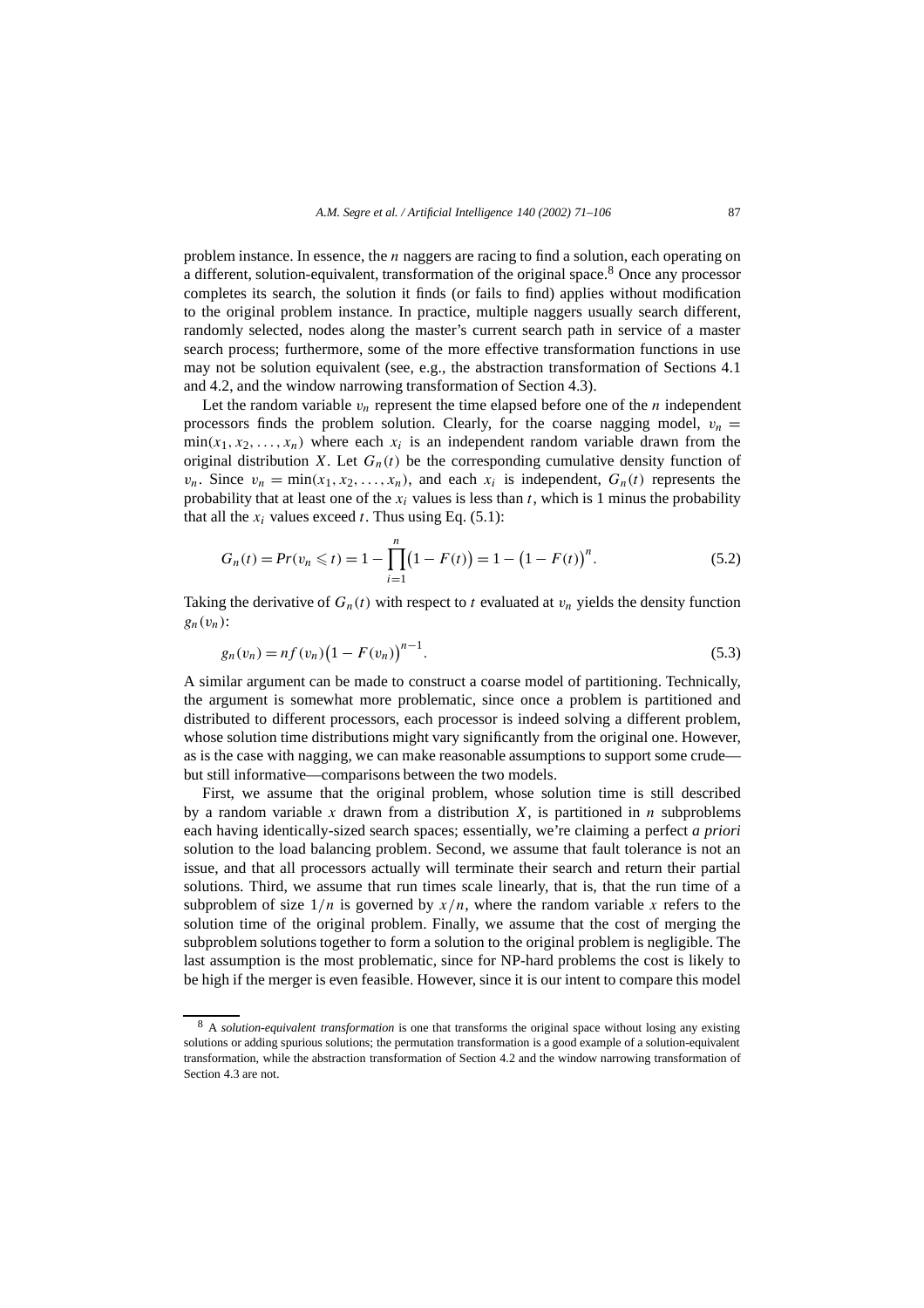problem instance. In essence, the $n$ naggers are racing to find a solution, each operating on a different, solution-equivalent, transformation of the original space.[8] Once any processor completes its search, the solution it finds (or fails to find) applies without modification to the original problem instance. In practice, multiple naggers usually search different, randomly selected, nodes along the master's current search path in service of a master search process; furthermore, some of the more effective transformation functions in use may not be solution equivalent (see, e.g., the abstraction transformation of Sections 4.1 and 4.2, and the window narrowing transformation of Section 4.3).

Let the random variable $v_n$ represent the time elapsed before one of the $n$ independent processors finds the problem solution. Clearly, for the coarse nagging model, $v_n = \min(x_1, x_2, \ldots, x_n)$ where each $x_i$ is an independent random variable drawn from the original distribution $X$. Let $G_n(t)$ be the corresponding cumulative density function of $v_n$. Since $v_n = \min(x_1, x_2, \ldots, x_n)$, and each $x_i$ is independent, $G_n(t)$ represents the probability that at least one of the $x_i$ values is less than $t$, which is 1 minus the probability that all the $x_i$ values exceed $t$. Thus using Eq. (5.1):

$$G_n(t) = Pr(v_n \leqslant t) = 1 - \prod_{i=1}^{n}\big(1 - F(t)\big) = 1 - \big(1 - F(t)\big)^n. \tag{5.2}$$

Taking the derivative of $G_n(t)$ with respect to $t$ evaluated at $v_n$ yields the density function $g_n(v_n)$:

$$g_n(v_n) = nf(v_n)\big(1 - F(v_n)\big)^{n-1}. \tag{5.3}$$

A similar argument can be made to construct a coarse model of partitioning. Technically, the argument is somewhat more problematic, since once a problem is partitioned and distributed to different processors, each processor is indeed solving a different problem, whose solution time distributions might vary significantly from the original one. However, as is the case with nagging, we can make reasonable assumptions to support some crude—but still informative—comparisons between the two models.

First, we assume that the original problem, whose solution time is still described by a random variable $x$ drawn from a distribution $X$, is partitioned in $n$ subproblems each having identically-sized search spaces; essentially, we're claiming a perfect *a priori* solution to the load balancing problem. Second, we assume that fault tolerance is not an issue, and that all processors actually will terminate their search and return their partial solutions. Third, we assume that run times scale linearly, that is, that the run time of a subproblem of size $1/n$ is governed by $x/n$, where the random variable $x$ refers to the solution time of the original problem. Finally, we assume that the cost of merging the subproblem solutions together to form a solution to the original problem is negligible. The last assumption is the most problematic, since for NP-hard problems the cost is likely to be high if the merger is even feasible. However, since it is our intent to compare this model

[8] A *solution-equivalent transformation* is one that transforms the original space without losing any existing solutions or adding spurious solutions; the permutation transformation is a good example of a solution-equivalent transformation, while the abstraction transformation of Section 4.2 and the window narrowing transformation of Section 4.3 are not.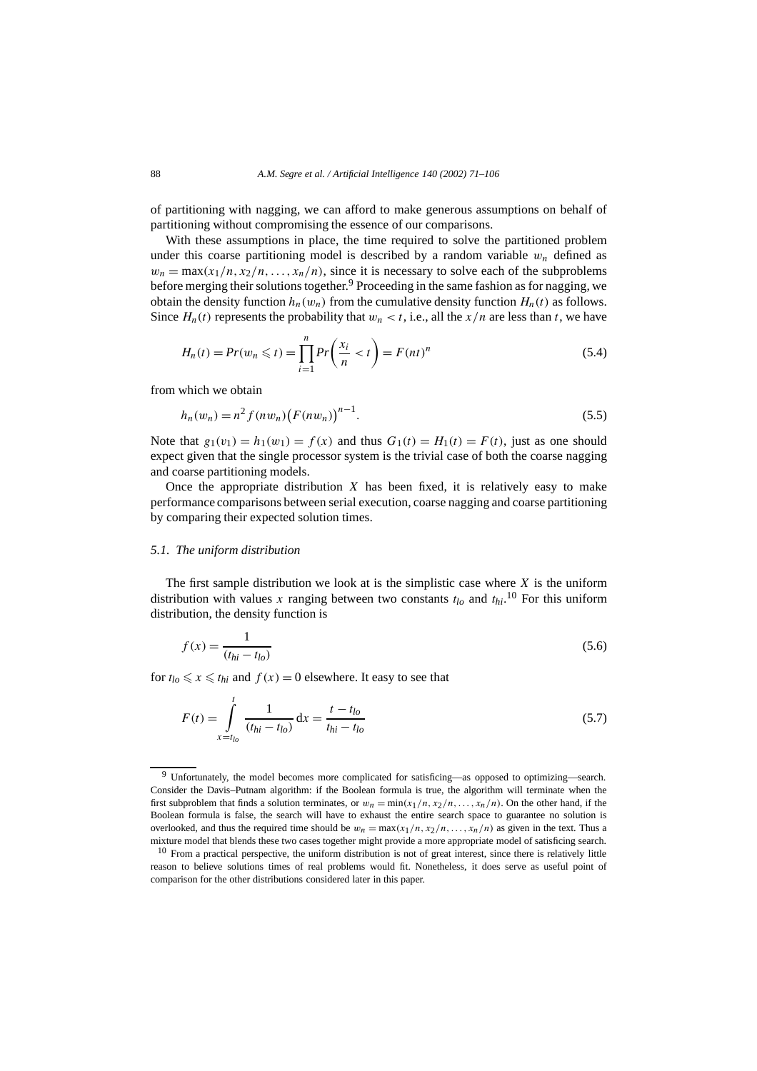of partitioning with nagging, we can afford to make generous assumptions on behalf of partitioning without compromising the essence of our comparisons.

With these assumptions in place, the time required to solve the partitioned problem under this coarse partitioning model is described by a random variable $w_n$ defined as $w_n = \max(x_1/n, x_2/n, \ldots, x_n/n)$, since it is necessary to solve each of the subproblems before merging their solutions together.[9] Proceeding in the same fashion as for nagging, we obtain the density function $h_n(w_n)$ from the cumulative density function $H_n(t)$ as follows. Since $H_n(t)$ represents the probability that $w_n < t$, i.e., all the $x/n$ are less than $t$, we have

$$H_n(t) = Pr(w_n \leqslant t) = \prod_{i=1}^{n} Pr\left(\frac{x_i}{n} < t\right) = F(nt)^n \tag{5.4}$$

from which we obtain

$$h_n(w_n) = n^2 f(nw_n)\big(F(nw_n)\big)^{n-1}. \tag{5.5}$$

Note that $g_1(v_1) = h_1(w_1) = f(x)$ and thus $G_1(t) = H_1(t) = F(t)$, just as one should expect given that the single processor system is the trivial case of both the coarse nagging and coarse partitioning models.

Once the appropriate distribution $X$ has been fixed, it is relatively easy to make performance comparisons between serial execution, coarse nagging and coarse partitioning by comparing their expected solution times.

### 5.1. The uniform distribution

The first sample distribution we look at is the simplistic case where $X$ is the uniform distribution with values $x$ ranging between two constants $t_{lo}$ and $t_{hi}$.[10] For this uniform distribution, the density function is

$$f(x) = \frac{1}{(t_{hi} - t_{lo})} \tag{5.6}$$

for $t_{lo} \leqslant x \leqslant t_{hi}$ and $f(x) = 0$ elsewhere. It easy to see that

$$F(t) = \int_{x=t_{lo}}^{t} \frac{1}{(t_{hi} - t_{lo})}\,\mathrm{d}x = \frac{t - t_{lo}}{t_{hi} - t_{lo}} \tag{5.7}$$

[9] Unfortunately, the model becomes more complicated for satisficing—as opposed to optimizing—search. Consider the Davis–Putnam algorithm: if the Boolean formula is true, the algorithm will terminate when the first subproblem that finds a solution terminates, or $w_n = \min(x_1/n, x_2/n, \ldots, x_n/n)$. On the other hand, if the Boolean formula is false, the search will have to exhaust the entire search space to guarantee no solution is overlooked, and thus the required time should be $w_n = \max(x_1/n, x_2/n, \ldots, x_n/n)$ as given in the text. Thus a mixture model that blends these two cases together might provide a more appropriate model of satisficing search.

[10] From a practical perspective, the uniform distribution is not of great interest, since there is relatively little reason to believe solutions times of real problems would fit. Nonetheless, it does serve as useful point of comparison for the other distributions considered later in this paper.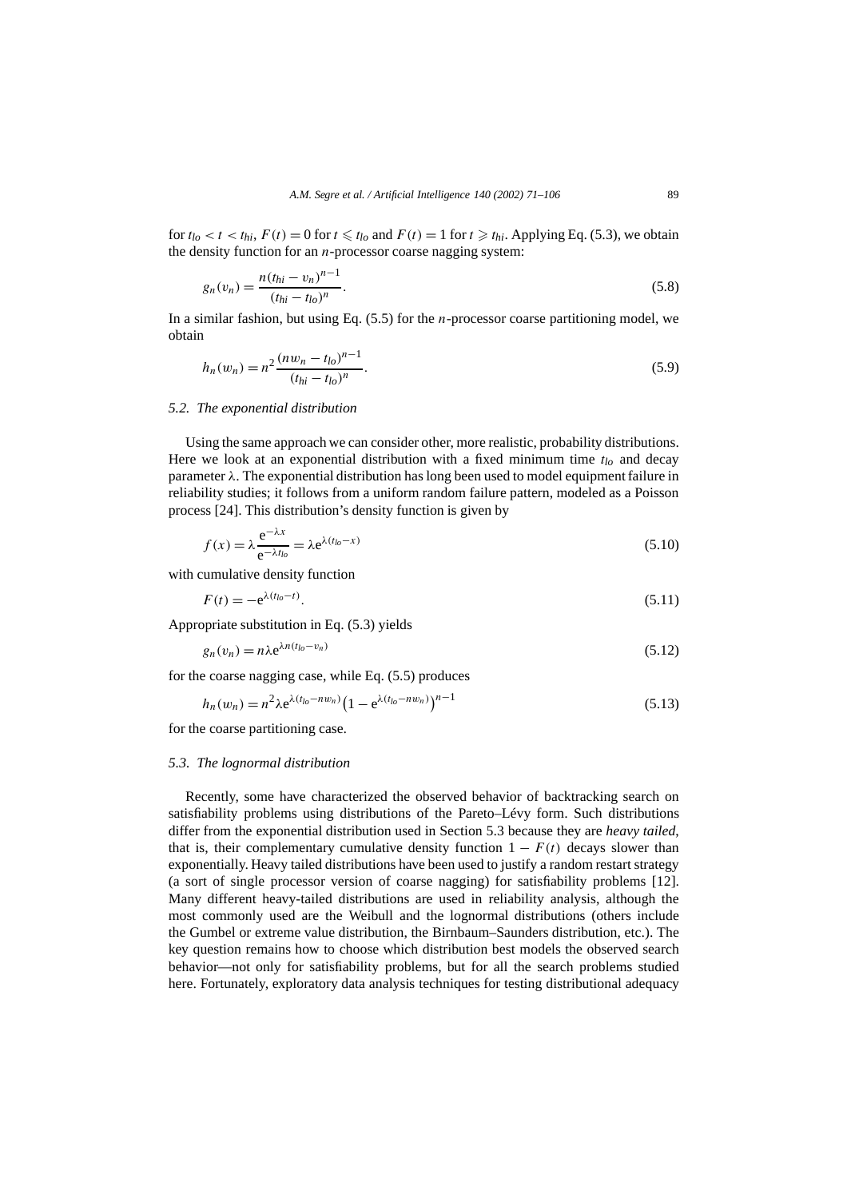for $t_{lo} < t < t_{hi}$, $F(t) = 0$ for $t \leqslant t_{lo}$ and $F(t) = 1$ for $t \geqslant t_{hi}$. Applying Eq. (5.3), we obtain the density function for an $n$-processor coarse nagging system:

$$g_n(v_n) = \frac{n(t_{hi} - v_n)^{n-1}}{(t_{hi} - t_{lo})^n}. \tag{5.8}$$

In a similar fashion, but using Eq. (5.5) for the $n$-processor coarse partitioning model, we obtain

$$h_n(w_n) = n^2 \frac{(nw_n - t_{lo})^{n-1}}{(t_{hi} - t_{lo})^n}. \tag{5.9}$$

### 5.2. The exponential distribution

Using the same approach we can consider other, more realistic, probability distributions. Here we look at an exponential distribution with a fixed minimum time $t_{lo}$ and decay parameter $\lambda$. The exponential distribution has long been used to model equipment failure in reliability studies; it follows from a uniform random failure pattern, modeled as a Poisson process [24]. This distribution's density function is given by

$$f(x) = \lambda \frac{\mathrm{e}^{-\lambda x}}{\mathrm{e}^{-\lambda t_{lo}}} = \lambda \mathrm{e}^{\lambda(t_{lo} - x)} \tag{5.10}$$

with cumulative density function

$$F(t) = -\mathrm{e}^{\lambda(t_{lo} - t)}. \tag{5.11}$$

Appropriate substitution in Eq. (5.3) yields

$$g_n(v_n) = n\lambda \mathrm{e}^{\lambda n(t_{lo} - v_n)} \tag{5.12}$$

for the coarse nagging case, while Eq. (5.5) produces

$$h_n(w_n) = n^2 \lambda \mathrm{e}^{\lambda(t_{lo} - nw_n)} \big(1 - \mathrm{e}^{\lambda(t_{lo} - nw_n)}\big)^{n-1} \tag{5.13}$$

for the coarse partitioning case.

### 5.3. The lognormal distribution

Recently, some have characterized the observed behavior of backtracking search on satisfiability problems using distributions of the Pareto–Lévy form. Such distributions differ from the exponential distribution used in Section 5.3 because they are *heavy tailed*, that is, their complementary cumulative density function $1 - F(t)$ decays slower than exponentially. Heavy tailed distributions have been used to justify a random restart strategy (a sort of single processor version of coarse nagging) for satisfiability problems [12]. Many different heavy-tailed distributions are used in reliability analysis, although the most commonly used are the Weibull and the lognormal distributions (others include the Gumbel or extreme value distribution, the Birnbaum–Saunders distribution, etc.). The key question remains how to choose which distribution best models the observed search behavior—not only for satisfiability problems, but for all the search problems studied here. Fortunately, exploratory data analysis techniques for testing distributional adequacy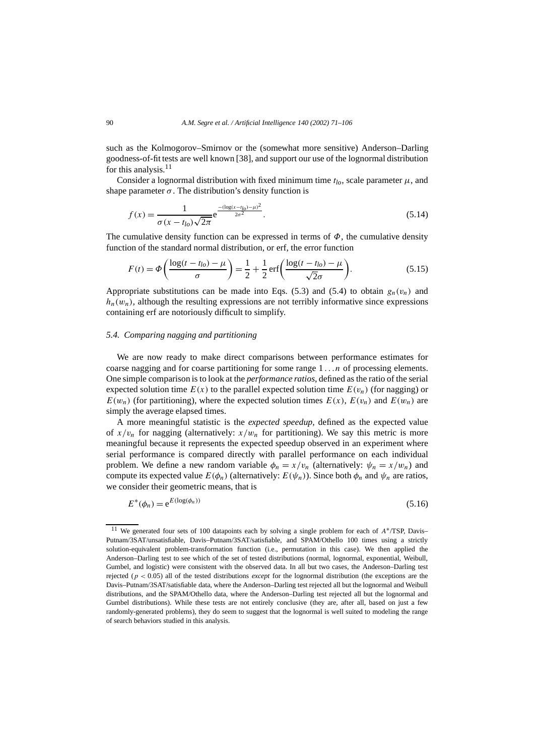such as the Kolmogorov–Smirnov or the (somewhat more sensitive) Anderson–Darling goodness-of-fit tests are well known [38], and support our use of the lognormal distribution for this analysis.[11]

Consider a lognormal distribution with fixed minimum time $t_{lo}$, scale parameter $\mu$, and shape parameter $\sigma$. The distribution's density function is

$$f(x) = \frac{1}{\sigma(x - t_{lo})\sqrt{2\pi}} \mathrm{e}^{\frac{-(\log(x-t_{lo})-\mu)^2}{2\sigma^2}}. \tag{5.14}$$

The cumulative density function can be expressed in terms of $\Phi$, the cumulative density function of the standard normal distribution, or erf, the error function

$$F(t) = \Phi\left(\frac{\log(t - t_{lo}) - \mu}{\sigma}\right) = \frac{1}{2} + \frac{1}{2}\,\mathrm{erf}\left(\frac{\log(t - t_{lo}) - \mu}{\sqrt{2}\sigma}\right). \tag{5.15}$$

Appropriate substitutions can be made into Eqs. (5.3) and (5.4) to obtain $g_n(v_n)$ and $h_n(w_n)$, although the resulting expressions are not terribly informative since expressions containing erf are notoriously difficult to simplify.

### 5.4. Comparing nagging and partitioning

We are now ready to make direct comparisons between performance estimates for coarse nagging and for coarse partitioning for some range $1 \ldots n$ of processing elements. One simple comparison is to look at the *performance ratios*, defined as the ratio of the serial expected solution time $E(x)$ to the parallel expected solution time $E(v_n)$ (for nagging) or $E(w_n)$ (for partitioning), where the expected solution times $E(x)$, $E(v_n)$ and $E(w_n)$ are simply the average elapsed times.

A more meaningful statistic is the *expected speedup*, defined as the expected value of $x/v_n$ for nagging (alternatively: $x/w_n$ for partitioning). We say this metric is more meaningful because it represents the expected speedup observed in an experiment where serial performance is compared directly with parallel performance on each individual problem. We define a new random variable $\phi_n = x/v_n$ (alternatively: $\psi_n = x/w_n$) and compute its expected value $E(\phi_n)$ (alternatively: $E(\psi_n)$). Since both $\phi_n$ and $\psi_n$ are ratios, we consider their geometric means, that is

$$E^*(\phi_n) = \mathrm{e}^{E(\log(\phi_n))} \tag{5.16}$$

---

[11] We generated four sets of 100 datapoints each by solving a single problem for each of $A^*$/TSP, Davis–Putnam/3SAT/unsatisfiable, Davis–Putnam/3SAT/satisfiable, and SPAM/Othello 100 times using a strictly solution-equivalent problem-transformation function (i.e., permutation in this case). We then applied the Anderson–Darling test to see which of the set of tested distributions (normal, lognormal, exponential, Weibull, Gumbel, and logistic) were consistent with the observed data. In all but two cases, the Anderson–Darling test rejected ($p < 0.05$) all of the tested distributions *except* for the lognormal distribution (the exceptions are the Davis–Putnam/3SAT/satisfiable data, where the Anderson–Darling test rejected all but the lognormal and Weibull distributions, and the SPAM/Othello data, where the Anderson–Darling test rejected all but the lognormal and Gumbel distributions). While these tests are not entirely conclusive (they are, after all, based on just a few randomly-generated problems), they do seem to suggest that the lognormal is well suited to modeling the range of search behaviors studied in this analysis.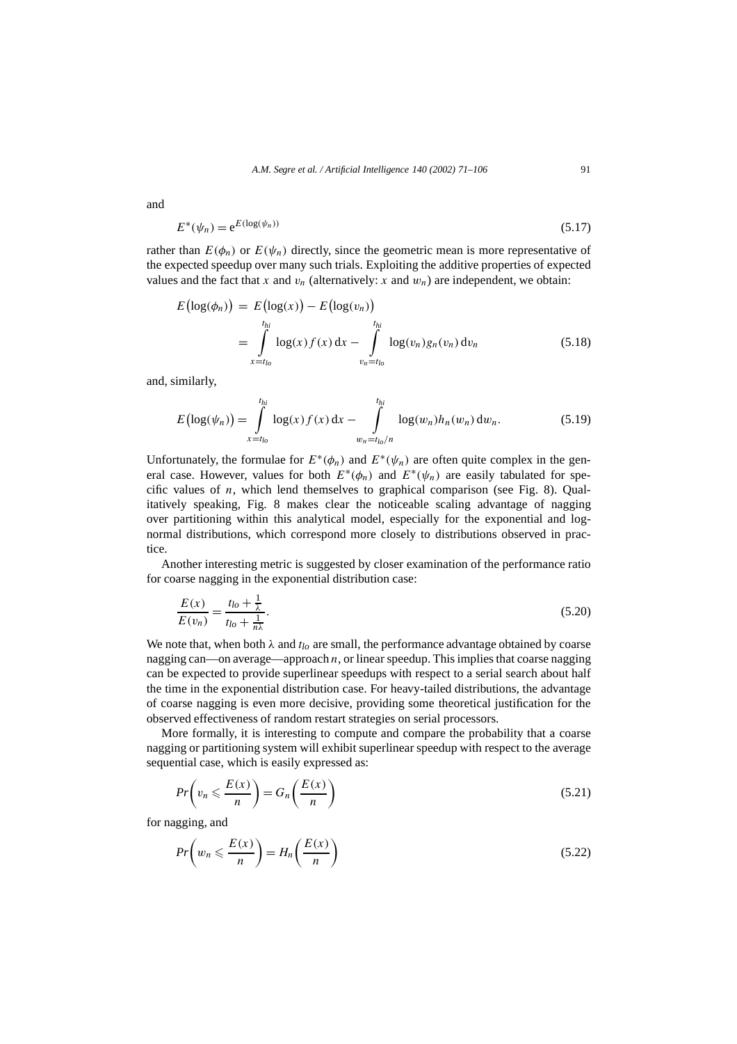and

$$E^*(\psi_n) = \mathrm{e}^{E(\log(\psi_n))} \tag{5.17}$$

rather than $E(\phi_n)$ or $E(\psi_n)$ directly, since the geometric mean is more representative of the expected speedup over many such trials. Exploiting the additive properties of expected values and the fact that $x$ and $v_n$ (alternatively: $x$ and $w_n$) are independent, we obtain:

$$\begin{aligned} E(\log(\phi_n)) &= E(\log(x)) - E(\log(v_n)) \\ &= \int_{x=t_{lo}}^{t_{hi}} \log(x) f(x)\,\mathrm{d}x - \int_{v_n=t_{lo}}^{t_{hi}} \log(v_n) g_n(v_n)\,\mathrm{d}v_n \end{aligned} \tag{5.18}$$

and, similarly,

$$E(\log(\psi_n)) = \int_{x=t_{lo}}^{t_{hi}} \log(x) f(x)\,\mathrm{d}x - \int_{w_n=t_{lo}/n}^{t_{hi}} \log(w_n) h_n(w_n)\,\mathrm{d}w_n. \tag{5.19}$$

Unfortunately, the formulae for $E^*(\phi_n)$ and $E^*(\psi_n)$ are often quite complex in the general case. However, values for both $E^*(\phi_n)$ and $E^*(\psi_n)$ are easily tabulated for specific values of $n$, which lend themselves to graphical comparison (see Fig. 8). Qualitatively speaking, Fig. 8 makes clear the noticeable scaling advantage of nagging over partitioning within this analytical model, especially for the exponential and lognormal distributions, which correspond more closely to distributions observed in practice.

Another interesting metric is suggested by closer examination of the performance ratio for coarse nagging in the exponential distribution case:

$$\frac{E(x)}{E(v_n)} = \frac{t_{lo} + \frac{1}{\lambda}}{t_{lo} + \frac{1}{n\lambda}}. \tag{5.20}$$

We note that, when both $\lambda$ and $t_{lo}$ are small, the performance advantage obtained by coarse nagging can—on average—approach $n$, or linear speedup. This implies that coarse nagging can be expected to provide superlinear speedups with respect to a serial search about half the time in the exponential distribution case. For heavy-tailed distributions, the advantage of coarse nagging is even more decisive, providing some theoretical justification for the observed effectiveness of random restart strategies on serial processors.

More formally, it is interesting to compute and compare the probability that a coarse nagging or partitioning system will exhibit superlinear speedup with respect to the average sequential case, which is easily expressed as:

$$Pr\left(v_n \leqslant \frac{E(x)}{n}\right) = G_n\left(\frac{E(x)}{n}\right) \tag{5.21}$$

for nagging, and

$$Pr\left(w_n \leqslant \frac{E(x)}{n}\right) = H_n\left(\frac{E(x)}{n}\right) \tag{5.22}$$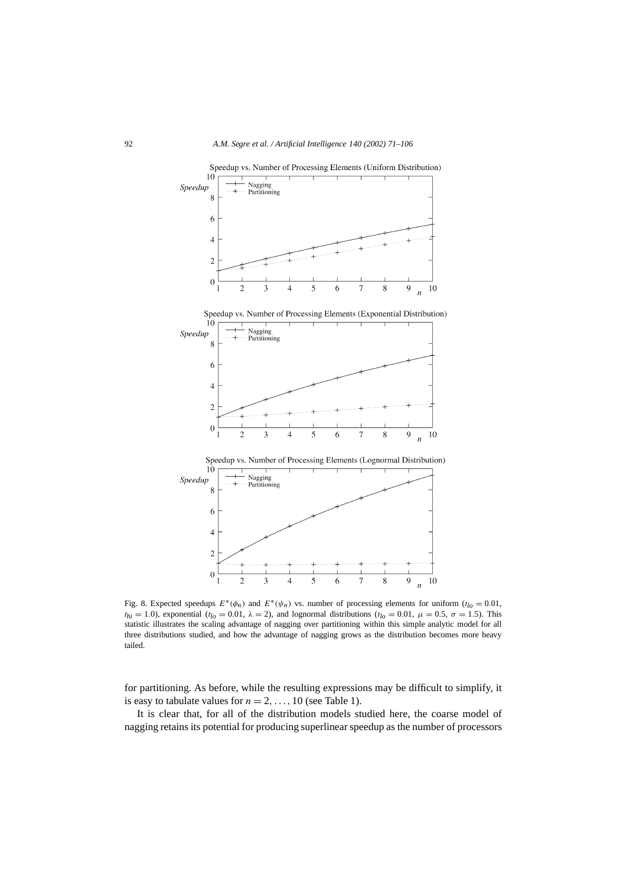Fig. 8. Expected speedups $E^*(\phi_n)$ and $E^*(\psi_n)$ vs. number of processing elements for uniform ($t_{lo} = 0.01$, $t_{hi} = 1.0$), exponential ($t_{lo} = 0.01$, $\lambda = 2$), and lognormal distributions ($t_{lo} = 0.01$, $\mu = 0.5$, $\sigma = 1.5$). This statistic illustrates the scaling advantage of nagging over partitioning within this simple analytic model for all three distributions studied, and how the advantage of nagging grows as the distribution becomes more heavy tailed.

for partitioning. As before, while the resulting expressions may be difficult to simplify, it is easy to tabulate values for $n = 2, \ldots, 10$ (see Table 1).

It is clear that, for all of the distribution models studied here, the coarse model of nagging retains its potential for producing superlinear speedup as the number of processors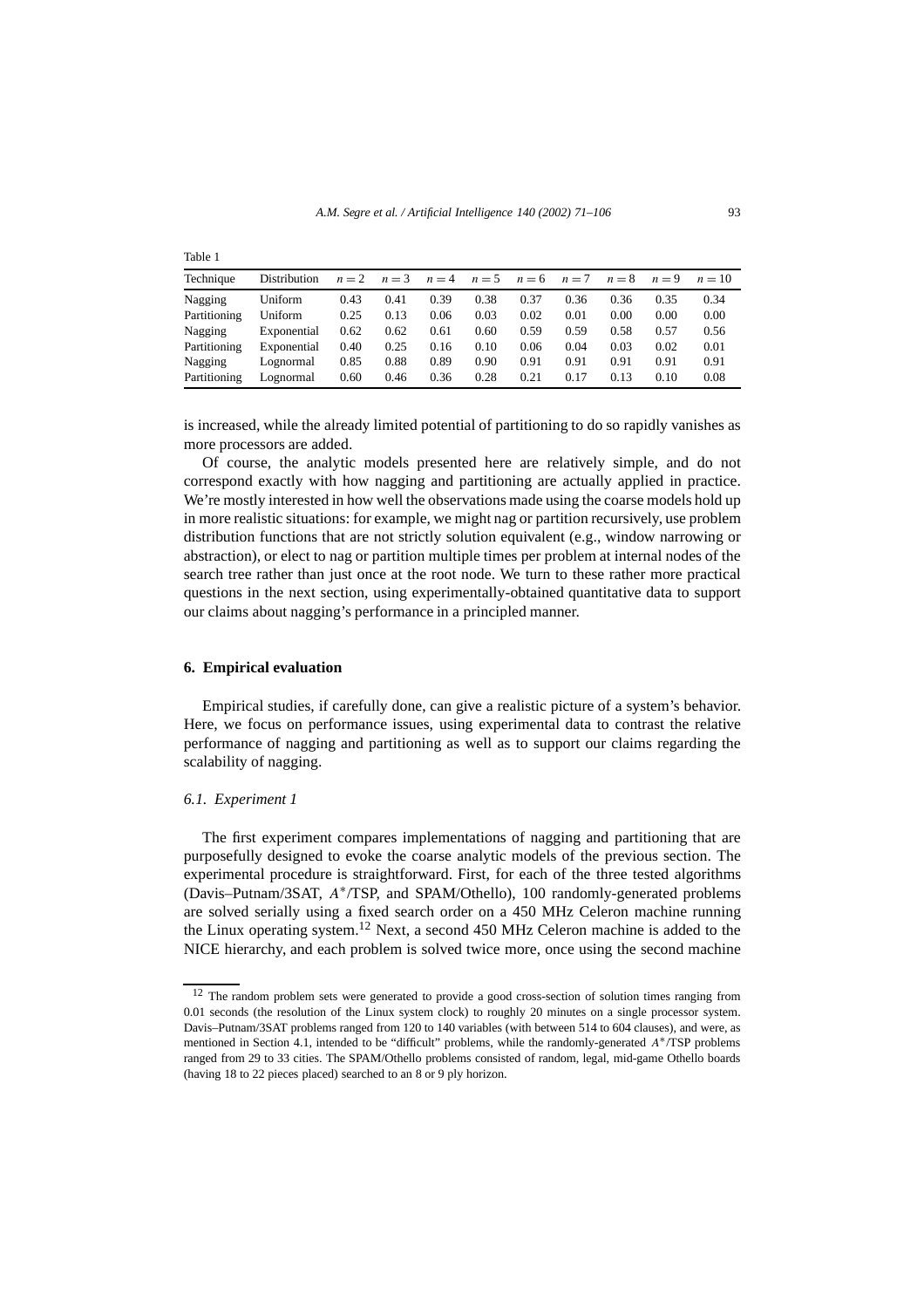Table 1

| Technique | Distribution | $n = 2$ | $n = 3$ | $n = 4$ | $n = 5$ | $n = 6$ | $n = 7$ | $n = 8$ | $n = 9$ | $n = 10$ |
|---|---|---|---|---|---|---|---|---|---|---|
| Nagging | Uniform | 0.43 | 0.41 | 0.39 | 0.38 | 0.37 | 0.36 | 0.36 | 0.35 | 0.34 |
| Partitioning | Uniform | 0.25 | 0.13 | 0.06 | 0.03 | 0.02 | 0.01 | 0.00 | 0.00 | 0.00 |
| Nagging | Exponential | 0.62 | 0.62 | 0.61 | 0.60 | 0.59 | 0.59 | 0.58 | 0.57 | 0.56 |
| Partitioning | Exponential | 0.40 | 0.25 | 0.16 | 0.10 | 0.06 | 0.04 | 0.03 | 0.02 | 0.01 |
| Nagging | Lognormal | 0.85 | 0.88 | 0.89 | 0.90 | 0.91 | 0.91 | 0.91 | 0.91 | 0.91 |
| Partitioning | Lognormal | 0.60 | 0.46 | 0.36 | 0.28 | 0.21 | 0.17 | 0.13 | 0.10 | 0.08 |

is increased, while the already limited potential of partitioning to do so rapidly vanishes as more processors are added.

Of course, the analytic models presented here are relatively simple, and do not correspond exactly with how nagging and partitioning are actually applied in practice. We're mostly interested in how well the observations made using the coarse models hold up in more realistic situations: for example, we might nag or partition recursively, use problem distribution functions that are not strictly solution equivalent (e.g., window narrowing or abstraction), or elect to nag or partition multiple times per problem at internal nodes of the search tree rather than just once at the root node. We turn to these rather more practical questions in the next section, using experimentally-obtained quantitative data to support our claims about nagging's performance in a principled manner.

## 6. Empirical evaluation

Empirical studies, if carefully done, can give a realistic picture of a system's behavior. Here, we focus on performance issues, using experimental data to contrast the relative performance of nagging and partitioning as well as to support our claims regarding the scalability of nagging.

### 6.1. Experiment 1

The first experiment compares implementations of nagging and partitioning that are purposefully designed to evoke the coarse analytic models of the previous section. The experimental procedure is straightforward. First, for each of the three tested algorithms (Davis–Putnam/3SAT, $A^*$/TSP, and SPAM/Othello), 100 randomly-generated problems are solved serially using a fixed search order on a 450 MHz Celeron machine running the Linux operating system.[12] Next, a second 450 MHz Celeron machine is added to the NICE hierarchy, and each problem is solved twice more, once using the second machine

[12] The random problem sets were generated to provide a good cross-section of solution times ranging from 0.01 seconds (the resolution of the Linux system clock) to roughly 20 minutes on a single processor system. Davis–Putnam/3SAT problems ranged from 120 to 140 variables (with between 514 to 604 clauses), and were, as mentioned in Section 4.1, intended to be "difficult" problems, while the randomly-generated $A^*$/TSP problems ranged from 29 to 33 cities. The SPAM/Othello problems consisted of random, legal, mid-game Othello boards (having 18 to 22 pieces placed) searched to an 8 or 9 ply horizon.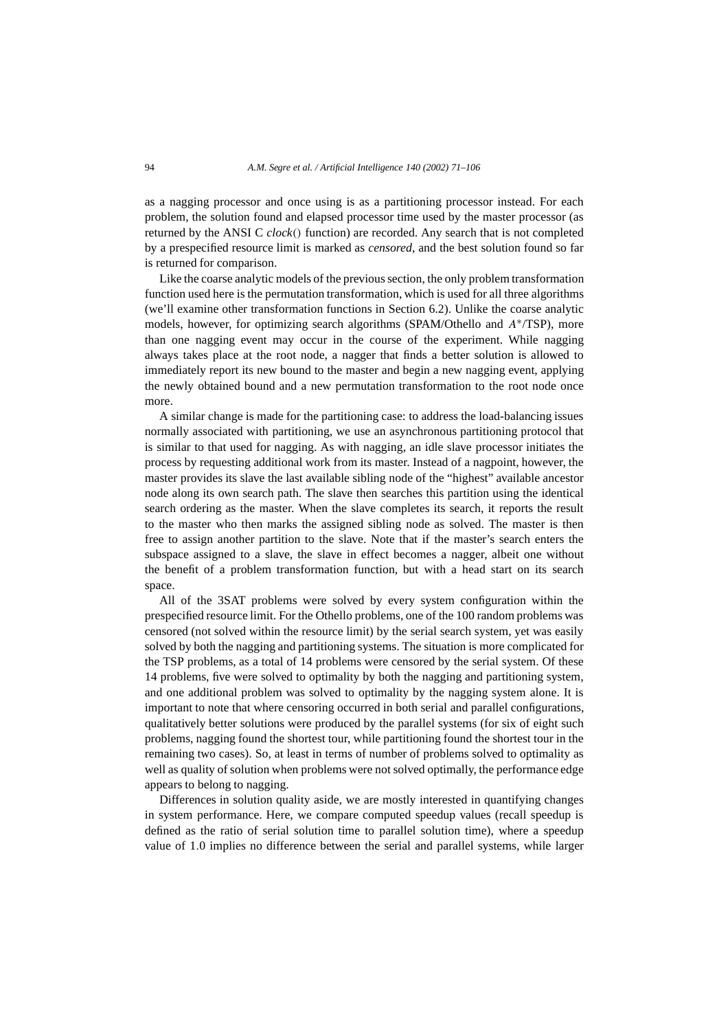as a nagging processor and once using is as a partitioning processor instead. For each problem, the solution found and elapsed processor time used by the master processor (as returned by the ANSI C *clock*() function) are recorded. Any search that is not completed by a prespecified resource limit is marked as *censored*, and the best solution found so far is returned for comparison.

Like the coarse analytic models of the previous section, the only problem transformation function used here is the permutation transformation, which is used for all three algorithms (we'll examine other transformation functions in Section 6.2). Unlike the coarse analytic models, however, for optimizing search algorithms (SPAM/Othello and $A^*$/TSP), more than one nagging event may occur in the course of the experiment. While nagging always takes place at the root node, a nagger that finds a better solution is allowed to immediately report its new bound to the master and begin a new nagging event, applying the newly obtained bound and a new permutation transformation to the root node once more.

A similar change is made for the partitioning case: to address the load-balancing issues normally associated with partitioning, we use an asynchronous partitioning protocol that is similar to that used for nagging. As with nagging, an idle slave processor initiates the process by requesting additional work from its master. Instead of a nagpoint, however, the master provides its slave the last available sibling node of the "highest" available ancestor node along its own search path. The slave then searches this partition using the identical search ordering as the master. When the slave completes its search, it reports the result to the master who then marks the assigned sibling node as solved. The master is then free to assign another partition to the slave. Note that if the master's search enters the subspace assigned to a slave, the slave in effect becomes a nagger, albeit one without the benefit of a problem transformation function, but with a head start on its search space.

All of the 3SAT problems were solved by every system configuration within the prespecified resource limit. For the Othello problems, one of the 100 random problems was censored (not solved within the resource limit) by the serial search system, yet was easily solved by both the nagging and partitioning systems. The situation is more complicated for the TSP problems, as a total of 14 problems were censored by the serial system. Of these 14 problems, five were solved to optimality by both the nagging and partitioning system, and one additional problem was solved to optimality by the nagging system alone. It is important to note that where censoring occurred in both serial and parallel configurations, qualitatively better solutions were produced by the parallel systems (for six of eight such problems, nagging found the shortest tour, while partitioning found the shortest tour in the remaining two cases). So, at least in terms of number of problems solved to optimality as well as quality of solution when problems were not solved optimally, the performance edge appears to belong to nagging.

Differences in solution quality aside, we are mostly interested in quantifying changes in system performance. Here, we compare computed speedup values (recall speedup is defined as the ratio of serial solution time to parallel solution time), where a speedup value of 1.0 implies no difference between the serial and parallel systems, while larger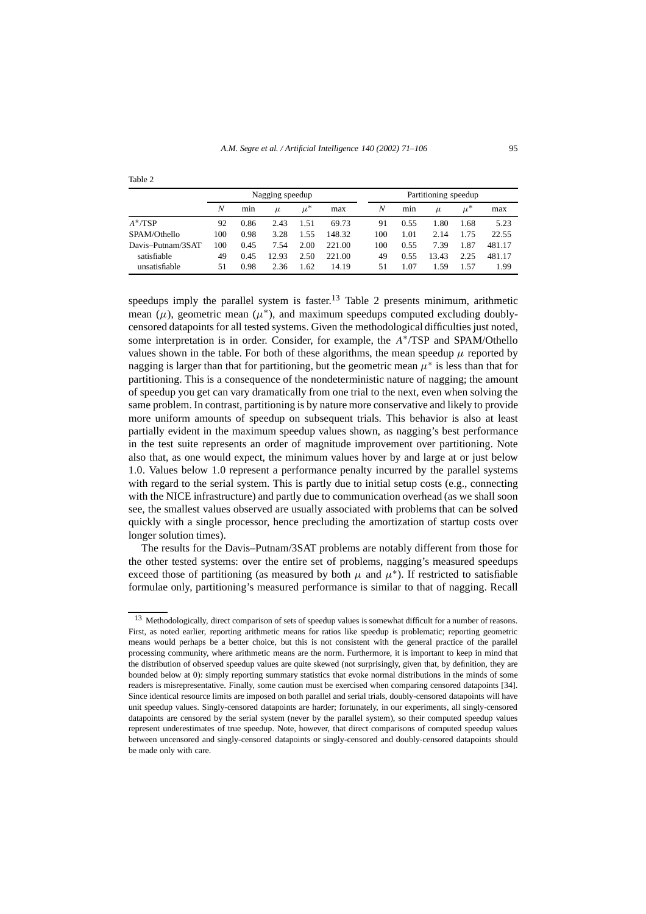Table 2

| | Nagging speedup | | | | | Partitioning speedup | | | | |
|---|---|---|---|---|---|---|---|---|---|---|
| | $N$ | min | $\mu$ | $\mu^*$ | max | $N$ | min | $\mu$ | $\mu^*$ | max |
| $A^*$/TSP | 92 | 0.86 | 2.43 | 1.51 | 69.73 | 91 | 0.55 | 1.80 | 1.68 | 5.23 |
| SPAM/Othello | 100 | 0.98 | 3.28 | 1.55 | 148.32 | 100 | 1.01 | 2.14 | 1.75 | 22.55 |
| Davis–Putnam/3SAT | 100 | 0.45 | 7.54 | 2.00 | 221.00 | 100 | 0.55 | 7.39 | 1.87 | 481.17 |
| satisfiable | 49 | 0.45 | 12.93 | 2.50 | 221.00 | 49 | 0.55 | 13.43 | 2.25 | 481.17 |
| unsatisfiable | 51 | 0.98 | 2.36 | 1.62 | 14.19 | 51 | 1.07 | 1.59 | 1.57 | 1.99 |

speedups imply the parallel system is faster.[13] Table 2 presents minimum, arithmetic mean ($\mu$), geometric mean ($\mu^*$), and maximum speedups computed excluding doubly-censored datapoints for all tested systems. Given the methodological difficulties just noted, some interpretation is in order. Consider, for example, the $A^*$/TSP and SPAM/Othello values shown in the table. For both of these algorithms, the mean speedup $\mu$ reported by nagging is larger than that for partitioning, but the geometric mean $\mu^*$ is less than that for partitioning. This is a consequence of the nondeterministic nature of nagging; the amount of speedup you get can vary dramatically from one trial to the next, even when solving the same problem. In contrast, partitioning is by nature more conservative and likely to provide more uniform amounts of speedup on subsequent trials. This behavior is also at least partially evident in the maximum speedup values shown, as nagging's best performance in the test suite represents an order of magnitude improvement over partitioning. Note also that, as one would expect, the minimum values hover by and large at or just below 1.0. Values below 1.0 represent a performance penalty incurred by the parallel systems with regard to the serial system. This is partly due to initial setup costs (e.g., connecting with the NICE infrastructure) and partly due to communication overhead (as we shall soon see, the smallest values observed are usually associated with problems that can be solved quickly with a single processor, hence precluding the amortization of startup costs over longer solution times).

The results for the Davis–Putnam/3SAT problems are notably different from those for the other tested systems: over the entire set of problems, nagging's measured speedups exceed those of partitioning (as measured by both $\mu$ and $\mu^*$). If restricted to satisfiable formulae only, partitioning's measured performance is similar to that of nagging. Recall

[13] Methodologically, direct comparison of sets of speedup values is somewhat difficult for a number of reasons. First, as noted earlier, reporting arithmetic means for ratios like speedup is problematic; reporting geometric means would perhaps be a better choice, but this is not consistent with the general practice of the parallel processing community, where arithmetic means are the norm. Furthermore, it is important to keep in mind that the distribution of observed speedup values are quite skewed (not surprisingly, given that, by definition, they are bounded below at 0): simply reporting summary statistics that evoke normal distributions in the minds of some readers is misrepresentative. Finally, some caution must be exercised when comparing censored datapoints [34]. Since identical resource limits are imposed on both parallel and serial trials, doubly-censored datapoints will have unit speedup values. Singly-censored datapoints are harder; fortunately, in our experiments, all singly-censored datapoints are censored by the serial system (never by the parallel system), so their computed speedup values represent underestimates of true speedup. Note, however, that direct comparisons of computed speedup values between uncensored and singly-censored datapoints or singly-censored and doubly-censored datapoints should be made only with care.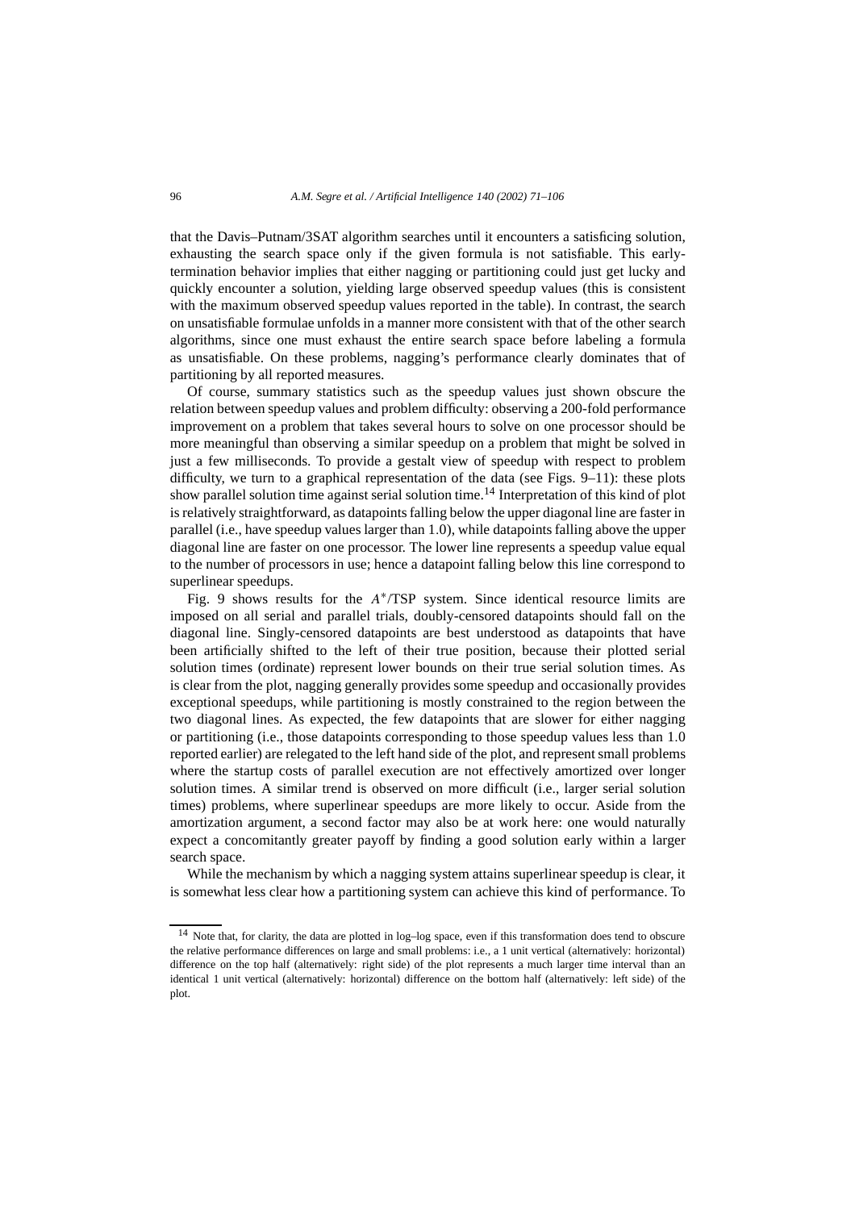that the Davis–Putnam/3SAT algorithm searches until it encounters a satisficing solution, exhausting the search space only if the given formula is not satisfiable. This early-termination behavior implies that either nagging or partitioning could just get lucky and quickly encounter a solution, yielding large observed speedup values (this is consistent with the maximum observed speedup values reported in the table). In contrast, the search on unsatisfiable formulae unfolds in a manner more consistent with that of the other search algorithms, since one must exhaust the entire search space before labeling a formula as unsatisfiable. On these problems, nagging's performance clearly dominates that of partitioning by all reported measures.

Of course, summary statistics such as the speedup values just shown obscure the relation between speedup values and problem difficulty: observing a 200-fold performance improvement on a problem that takes several hours to solve on one processor should be more meaningful than observing a similar speedup on a problem that might be solved in just a few milliseconds. To provide a gestalt view of speedup with respect to problem difficulty, we turn to a graphical representation of the data (see Figs. 9–11): these plots show parallel solution time against serial solution time.[14] Interpretation of this kind of plot is relatively straightforward, as datapoints falling below the upper diagonal line are faster in parallel (i.e., have speedup values larger than 1.0), while datapoints falling above the upper diagonal line are faster on one processor. The lower line represents a speedup value equal to the number of processors in use; hence a datapoint falling below this line correspond to superlinear speedups.

Fig. 9 shows results for the $A^*$/TSP system. Since identical resource limits are imposed on all serial and parallel trials, doubly-censored datapoints should fall on the diagonal line. Singly-censored datapoints are best understood as datapoints that have been artificially shifted to the left of their true position, because their plotted serial solution times (ordinate) represent lower bounds on their true serial solution times. As is clear from the plot, nagging generally provides some speedup and occasionally provides exceptional speedups, while partitioning is mostly constrained to the region between the two diagonal lines. As expected, the few datapoints that are slower for either nagging or partitioning (i.e., those datapoints corresponding to those speedup values less than 1.0 reported earlier) are relegated to the left hand side of the plot, and represent small problems where the startup costs of parallel execution are not effectively amortized over longer solution times. A similar trend is observed on more difficult (i.e., larger serial solution times) problems, where superlinear speedups are more likely to occur. Aside from the amortization argument, a second factor may also be at work here: one would naturally expect a concomitantly greater payoff by finding a good solution early within a larger search space.

While the mechanism by which a nagging system attains superlinear speedup is clear, it is somewhat less clear how a partitioning system can achieve this kind of performance. To

[14] Note that, for clarity, the data are plotted in log–log space, even if this transformation does tend to obscure the relative performance differences on large and small problems: i.e., a 1 unit vertical (alternatively: horizontal) difference on the top half (alternatively: right side) of the plot represents a much larger time interval than an identical 1 unit vertical (alternatively: horizontal) difference on the bottom half (alternatively: left side) of the plot.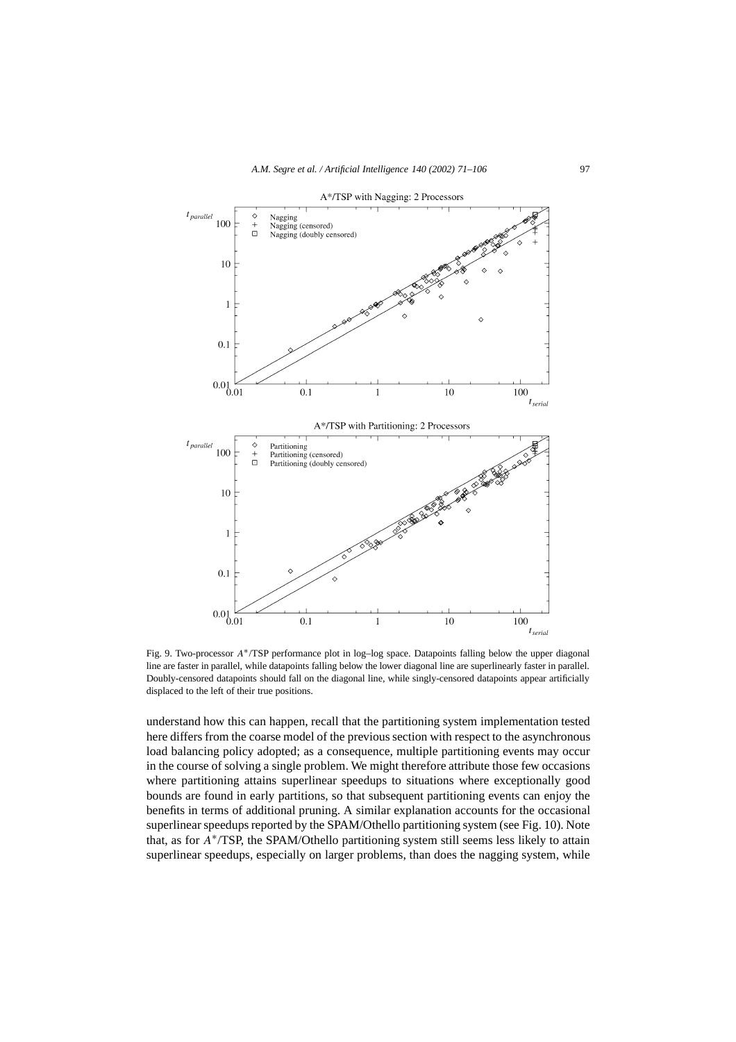Fig. 9. Two-processor $A^*$/TSP performance plot in log–log space. Datapoints falling below the upper diagonal line are faster in parallel, while datapoints falling below the lower diagonal line are superlinearly faster in parallel. Doubly-censored datapoints should fall on the diagonal line, while singly-censored datapoints appear artificially displaced to the left of their true positions.

understand how this can happen, recall that the partitioning system implementation tested here differs from the coarse model of the previous section with respect to the asynchronous load balancing policy adopted; as a consequence, multiple partitioning events may occur in the course of solving a single problem. We might therefore attribute those few occasions where partitioning attains superlinear speedups to situations where exceptionally good bounds are found in early partitions, so that subsequent partitioning events can enjoy the benefits in terms of additional pruning. A similar explanation accounts for the occasional superlinear speedups reported by the SPAM/Othello partitioning system (see Fig. 10). Note that, as for $A^*$/TSP, the SPAM/Othello partitioning system still seems less likely to attain superlinear speedups, especially on larger problems, than does the nagging system, while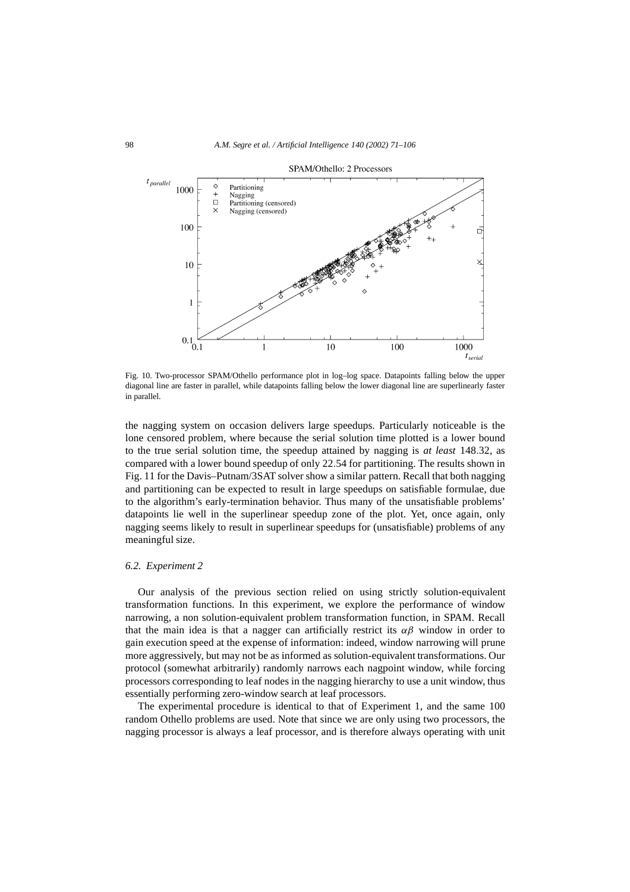Fig. 10. Two-processor SPAM/Othello performance plot in log–log space. Datapoints falling below the upper diagonal line are faster in parallel, while datapoints falling below the lower diagonal line are superlinearly faster in parallel.

the nagging system on occasion delivers large speedups. Particularly noticeable is the lone censored problem, where because the serial solution time plotted is a lower bound to the true serial solution time, the speedup attained by nagging is *at least* 148.32, as compared with a lower bound speedup of only 22.54 for partitioning. The results shown in Fig. 11 for the Davis–Putnam/3SAT solver show a similar pattern. Recall that both nagging and partitioning can be expected to result in large speedups on satisfiable formulae, due to the algorithm's early-termination behavior. Thus many of the unsatisfiable problems' datapoints lie well in the superlinear speedup zone of the plot. Yet, once again, only nagging seems likely to result in superlinear speedups for (unsatisfiable) problems of any meaningful size.

### 6.2. Experiment 2

Our analysis of the previous section relied on using strictly solution-equivalent transformation functions. In this experiment, we explore the performance of window narrowing, a non solution-equivalent problem transformation function, in SPAM. Recall that the main idea is that a nagger can artificially restrict its $\alpha\beta$ window in order to gain execution speed at the expense of information: indeed, window narrowing will prune more aggressively, but may not be as informed as solution-equivalent transformations. Our protocol (somewhat arbitrarily) randomly narrows each nagpoint window, while forcing processors corresponding to leaf nodes in the nagging hierarchy to use a unit window, thus essentially performing zero-window search at leaf processors.

The experimental procedure is identical to that of Experiment 1, and the same 100 random Othello problems are used. Note that since we are only using two processors, the nagging processor is always a leaf processor, and is therefore always operating with unit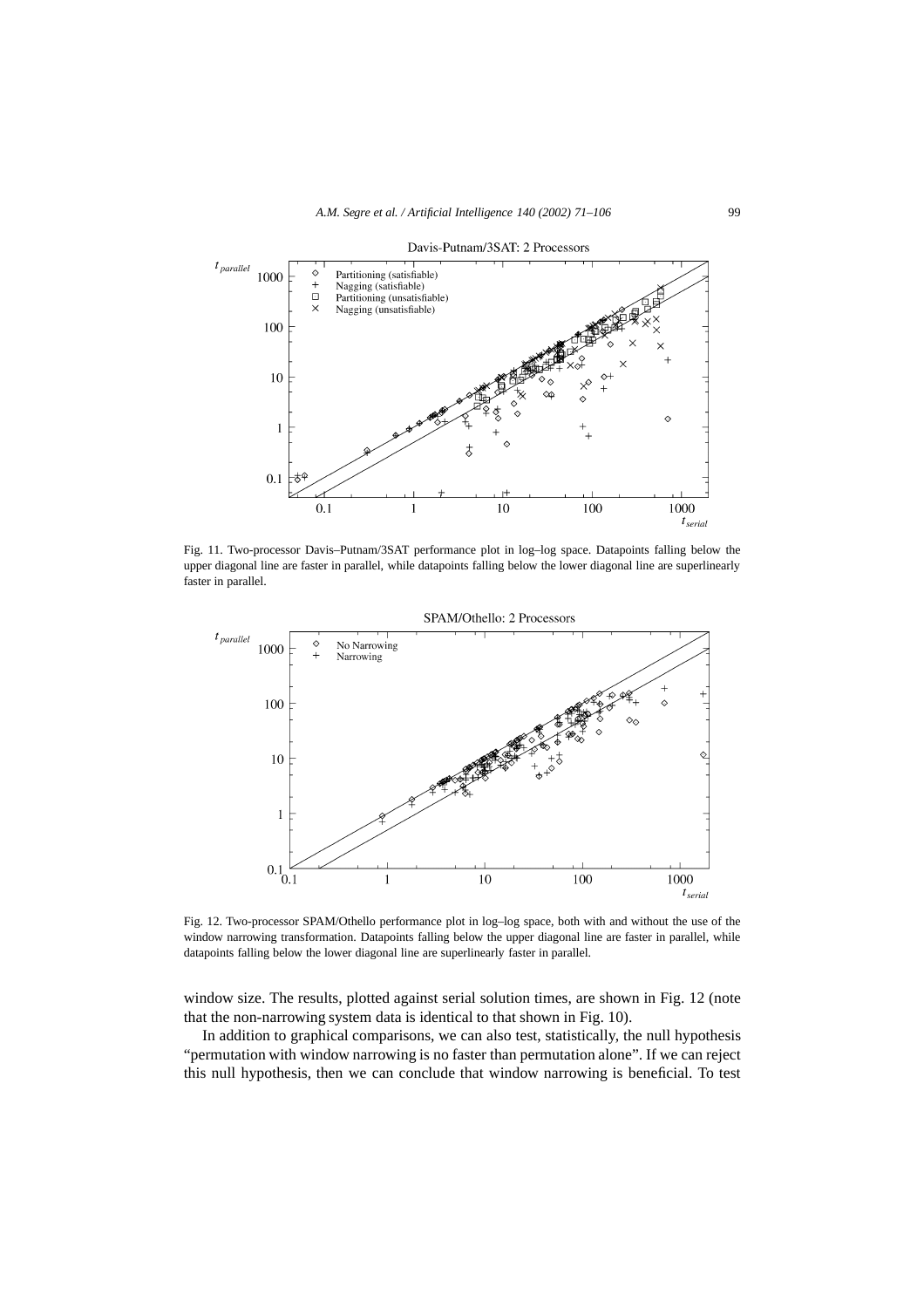Fig. 11. Two-processor Davis–Putnam/3SAT performance plot in log–log space. Datapoints falling below the upper diagonal line are faster in parallel, while datapoints falling below the lower diagonal line are superlinearly faster in parallel.

Fig. 12. Two-processor SPAM/Othello performance plot in log–log space, both with and without the use of the window narrowing transformation. Datapoints falling below the upper diagonal line are faster in parallel, while datapoints falling below the lower diagonal line are superlinearly faster in parallel.

window size. The results, plotted against serial solution times, are shown in Fig. 12 (note that the non-narrowing system data is identical to that shown in Fig. 10).

In addition to graphical comparisons, we can also test, statistically, the null hypothesis "permutation with window narrowing is no faster than permutation alone". If we can reject this null hypothesis, then we can conclude that window narrowing is beneficial. To test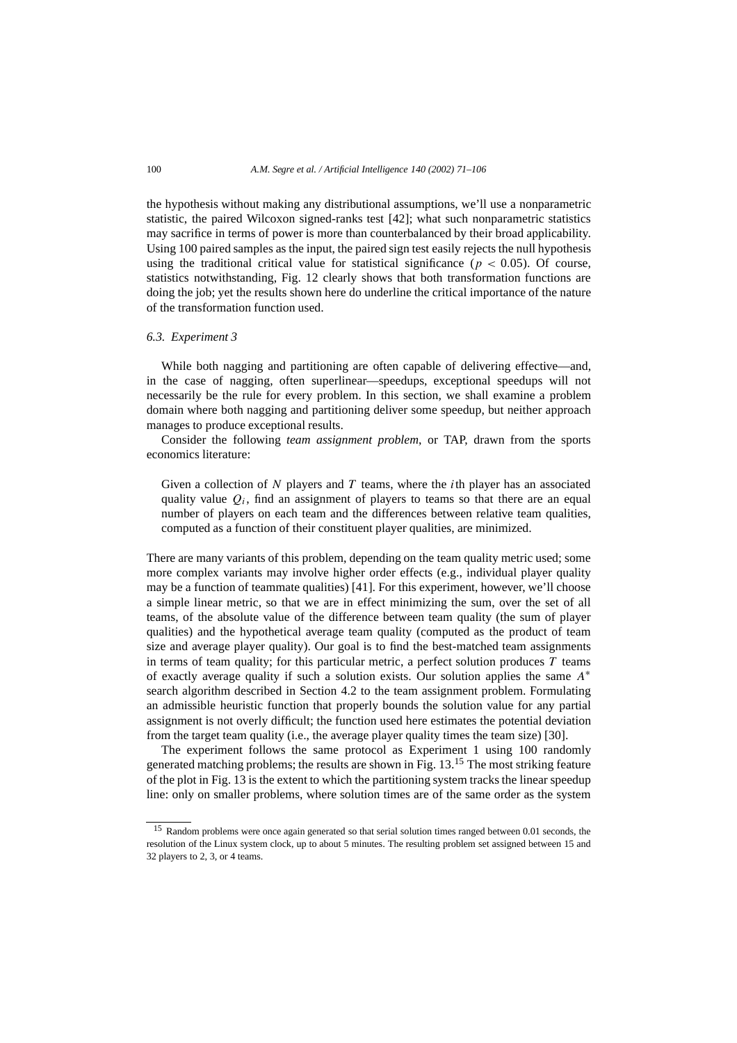the hypothesis without making any distributional assumptions, we'll use a nonparametric statistic, the paired Wilcoxon signed-ranks test [42]; what such nonparametric statistics may sacrifice in terms of power is more than counterbalanced by their broad applicability. Using 100 paired samples as the input, the paired sign test easily rejects the null hypothesis using the traditional critical value for statistical significance ($p < 0.05$). Of course, statistics notwithstanding, Fig. 12 clearly shows that both transformation functions are doing the job; yet the results shown here do underline the critical importance of the nature of the transformation function used.

### *6.3. Experiment 3*

While both nagging and partitioning are often capable of delivering effective—and, in the case of nagging, often superlinear—speedups, exceptional speedups will not necessarily be the rule for every problem. In this section, we shall examine a problem domain where both nagging and partitioning deliver some speedup, but neither approach manages to produce exceptional results.

Consider the following *team assignment problem*, or TAP, drawn from the sports economics literature:

> Given a collection of $N$ players and $T$ teams, where the $i$th player has an associated quality value $Q_i$, find an assignment of players to teams so that there are an equal number of players on each team and the differences between relative team qualities, computed as a function of their constituent player qualities, are minimized.

There are many variants of this problem, depending on the team quality metric used; some more complex variants may involve higher order effects (e.g., individual player quality may be a function of teammate qualities) [41]. For this experiment, however, we'll choose a simple linear metric, so that we are in effect minimizing the sum, over the set of all teams, of the absolute value of the difference between team quality (the sum of player qualities) and the hypothetical average team quality (computed as the product of team size and average player quality). Our goal is to find the best-matched team assignments in terms of team quality; for this particular metric, a perfect solution produces $T$ teams of exactly average quality if such a solution exists. Our solution applies the same $A^*$ search algorithm described in Section 4.2 to the team assignment problem. Formulating an admissible heuristic function that properly bounds the solution value for any partial assignment is not overly difficult; the function used here estimates the potential deviation from the target team quality (i.e., the average player quality times the team size) [30].

The experiment follows the same protocol as Experiment 1 using 100 randomly generated matching problems; the results are shown in Fig. 13.[15] The most striking feature of the plot in Fig. 13 is the extent to which the partitioning system tracks the linear speedup line: only on smaller problems, where solution times are of the same order as the system

[15] Random problems were once again generated so that serial solution times ranged between 0.01 seconds, the resolution of the Linux system clock, up to about 5 minutes. The resulting problem set assigned between 15 and 32 players to 2, 3, or 4 teams.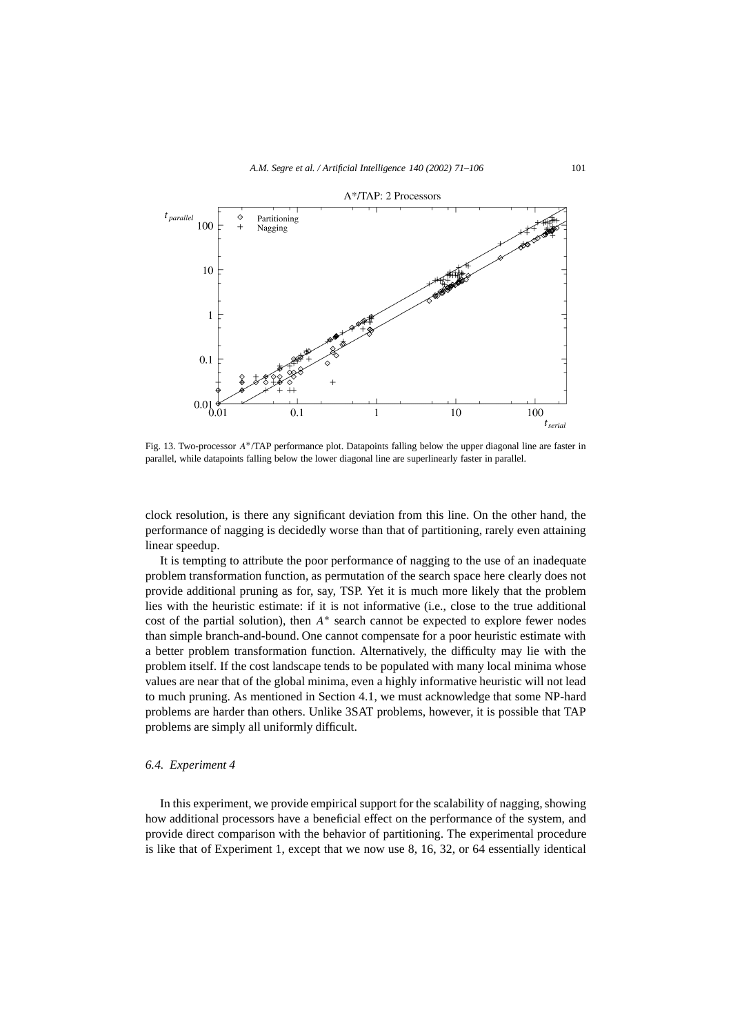A*/TAP: 2 Processors

Fig. 13. Two-processor $A^*$/TAP performance plot. Datapoints falling below the upper diagonal line are faster in parallel, while datapoints falling below the lower diagonal line are superlinearly faster in parallel.

clock resolution, is there any significant deviation from this line. On the other hand, the performance of nagging is decidedly worse than that of partitioning, rarely even attaining linear speedup.

It is tempting to attribute the poor performance of nagging to the use of an inadequate problem transformation function, as permutation of the search space here clearly does not provide additional pruning as for, say, TSP. Yet it is much more likely that the problem lies with the heuristic estimate: if it is not informative (i.e., close to the true additional cost of the partial solution), then $A^*$ search cannot be expected to explore fewer nodes than simple branch-and-bound. One cannot compensate for a poor heuristic estimate with a better problem transformation function. Alternatively, the difficulty may lie with the problem itself. If the cost landscape tends to be populated with many local minima whose values are near that of the global minima, even a highly informative heuristic will not lead to much pruning. As mentioned in Section 4.1, we must acknowledge that some NP-hard problems are harder than others. Unlike 3SAT problems, however, it is possible that TAP problems are simply all uniformly difficult.

### *6.4. Experiment 4*

In this experiment, we provide empirical support for the scalability of nagging, showing how additional processors have a beneficial effect on the performance of the system, and provide direct comparison with the behavior of partitioning. The experimental procedure is like that of Experiment 1, except that we now use 8, 16, 32, or 64 essentially identical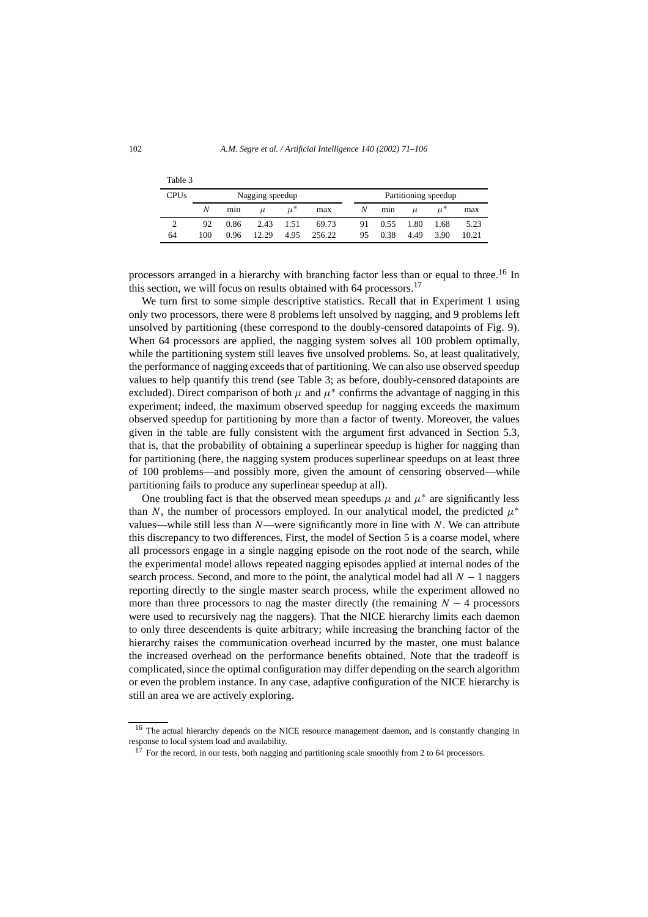Table 3

| CPUs | Nagging speedup | | | | | Partitioning speedup | | | | |
|---|---|---|---|---|---|---|---|---|---|---|
| | $N$ | min | $\mu$ | $\mu^*$ | max | $N$ | min | $\mu$ | $\mu^*$ | max |
| 2 | 92 | 0.86 | 2.43 | 1.51 | 69.73 | 91 | 0.55 | 1.80 | 1.68 | 5.23 |
| 64 | 100 | 0.96 | 12.29 | 4.95 | 256.22 | 95 | 0.38 | 4.49 | 3.90 | 10.21 |

processors arranged in a hierarchy with branching factor less than or equal to three.[16] In this section, we will focus on results obtained with 64 processors.[17]

We turn first to some simple descriptive statistics. Recall that in Experiment 1 using only two processors, there were 8 problems left unsolved by nagging, and 9 problems left unsolved by partitioning (these correspond to the doubly-censored datapoints of Fig. 9). When 64 processors are applied, the nagging system solves all 100 problem optimally, while the partitioning system still leaves five unsolved problems. So, at least qualitatively, the performance of nagging exceeds that of partitioning. We can also use observed speedup values to help quantify this trend (see Table 3; as before, doubly-censored datapoints are excluded). Direct comparison of both $\mu$ and $\mu^*$ confirms the advantage of nagging in this experiment; indeed, the maximum observed speedup for nagging exceeds the maximum observed speedup for partitioning by more than a factor of twenty. Moreover, the values given in the table are fully consistent with the argument first advanced in Section 5.3, that is, that the probability of obtaining a superlinear speedup is higher for nagging than for partitioning (here, the nagging system produces superlinear speedups on at least three of 100 problems—and possibly more, given the amount of censoring observed—while partitioning fails to produce any superlinear speedup at all).

One troubling fact is that the observed mean speedups $\mu$ and $\mu^*$ are significantly less than $N$, the number of processors employed. In our analytical model, the predicted $\mu^*$ values—while still less than $N$—were significantly more in line with $N$. We can attribute this discrepancy to two differences. First, the model of Section 5 is a coarse model, where all processors engage in a single nagging episode on the root node of the search, while the experimental model allows repeated nagging episodes applied at internal nodes of the search process. Second, and more to the point, the analytical model had all $N - 1$ naggers reporting directly to the single master search process, while the experiment allowed no more than three processors to nag the master directly (the remaining $N - 4$ processors were used to recursively nag the naggers). That the NICE hierarchy limits each daemon to only three descendents is quite arbitrary; while increasing the branching factor of the hierarchy raises the communication overhead incurred by the master, one must balance the increased overhead on the performance benefits obtained. Note that the tradeoff is complicated, since the optimal configuration may differ depending on the search algorithm or even the problem instance. In any case, adaptive configuration of the NICE hierarchy is still an area we are actively exploring.

[16] The actual hierarchy depends on the NICE resource management daemon, and is constantly changing in response to local system load and availability.

[17] For the record, in our tests, both nagging and partitioning scale smoothly from 2 to 64 processors.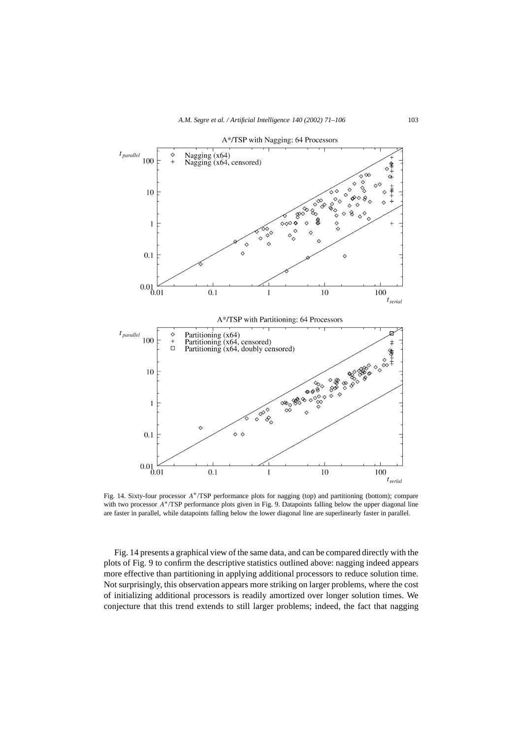Fig. 14. Sixty-four processor $A^*$/TSP performance plots for nagging (top) and partitioning (bottom); compare with two processor $A^*$/TSP performance plots given in Fig. 9. Datapoints falling below the upper diagonal line are faster in parallel, while datapoints falling below the lower diagonal line are superlinearly faster in parallel.

Fig. 14 presents a graphical view of the same data, and can be compared directly with the plots of Fig. 9 to confirm the descriptive statistics outlined above: nagging indeed appears more effective than partitioning in applying additional processors to reduce solution time. Not surprisingly, this observation appears more striking on larger problems, where the cost of initializing additional processors is readily amortized over longer solution times. We conjecture that this trend extends to still larger problems; indeed, the fact that nagging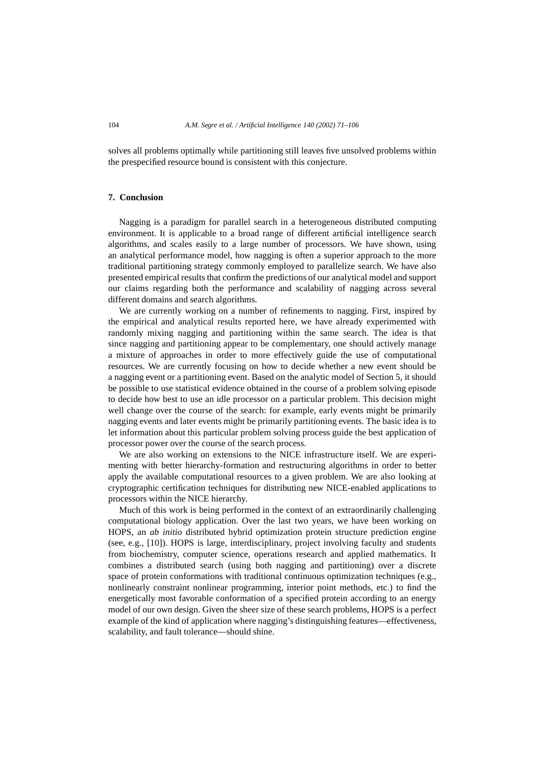solves all problems optimally while partitioning still leaves five unsolved problems within the prespecified resource bound is consistent with this conjecture.

## 7. Conclusion

Nagging is a paradigm for parallel search in a heterogeneous distributed computing environment. It is applicable to a broad range of different artificial intelligence search algorithms, and scales easily to a large number of processors. We have shown, using an analytical performance model, how nagging is often a superior approach to the more traditional partitioning strategy commonly employed to parallelize search. We have also presented empirical results that confirm the predictions of our analytical model and support our claims regarding both the performance and scalability of nagging across several different domains and search algorithms.

We are currently working on a number of refinements to nagging. First, inspired by the empirical and analytical results reported here, we have already experimented with randomly mixing nagging and partitioning within the same search. The idea is that since nagging and partitioning appear to be complementary, one should actively manage a mixture of approaches in order to more effectively guide the use of computational resources. We are currently focusing on how to decide whether a new event should be a nagging event or a partitioning event. Based on the analytic model of Section 5, it should be possible to use statistical evidence obtained in the course of a problem solving episode to decide how best to use an idle processor on a particular problem. This decision might well change over the course of the search: for example, early events might be primarily nagging events and later events might be primarily partitioning events. The basic idea is to let information about this particular problem solving process guide the best application of processor power over the course of the search process.

We are also working on extensions to the NICE infrastructure itself. We are experimenting with better hierarchy-formation and restructuring algorithms in order to better apply the available computational resources to a given problem. We are also looking at cryptographic certification techniques for distributing new NICE-enabled applications to processors within the NICE hierarchy.

Much of this work is being performed in the context of an extraordinarily challenging computational biology application. Over the last two years, we have been working on HOPS, an *ab initio* distributed hybrid optimization protein structure prediction engine (see, e.g., [10]). HOPS is large, interdisciplinary, project involving faculty and students from biochemistry, computer science, operations research and applied mathematics. It combines a distributed search (using both nagging and partitioning) over a discrete space of protein conformations with traditional continuous optimization techniques (e.g., nonlinearly constraint nonlinear programming, interior point methods, etc.) to find the energetically most favorable conformation of a specified protein according to an energy model of our own design. Given the sheer size of these search problems, HOPS is a perfect example of the kind of application where nagging's distinguishing features—effectiveness, scalability, and fault tolerance—should shine.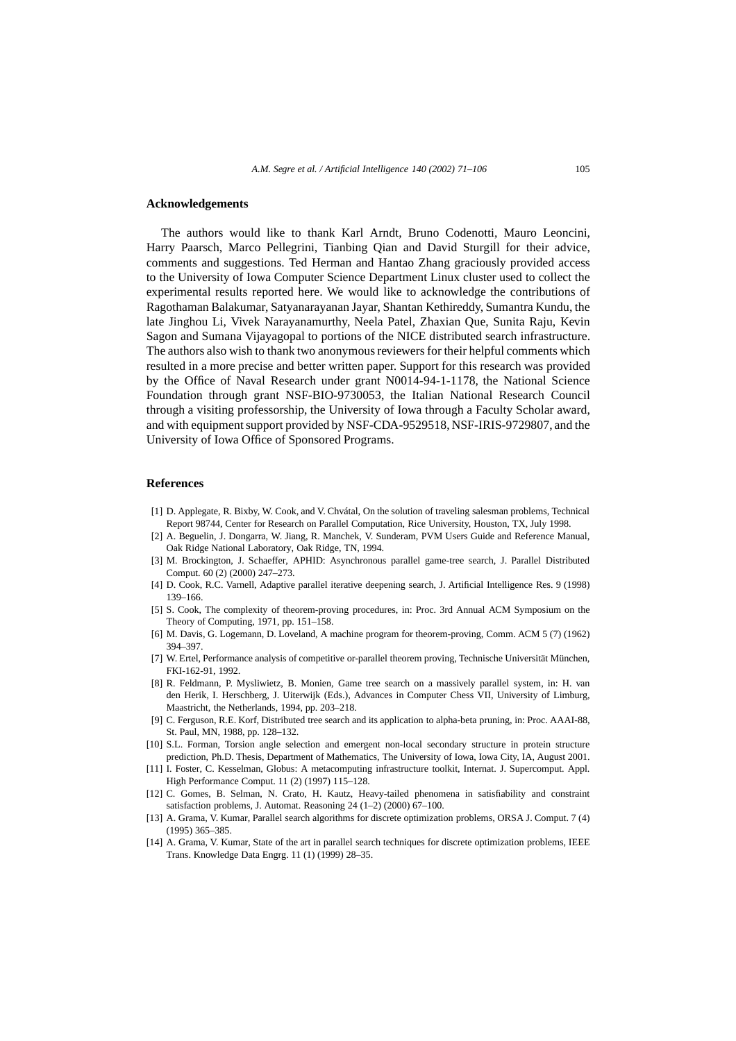## Acknowledgements

The authors would like to thank Karl Arndt, Bruno Codenotti, Mauro Leoncini, Harry Paarsch, Marco Pellegrini, Tianbing Qian and David Sturgill for their advice, comments and suggestions. Ted Herman and Hantao Zhang graciously provided access to the University of Iowa Computer Science Department Linux cluster used to collect the experimental results reported here. We would like to acknowledge the contributions of Ragothaman Balakumar, Satyanarayanan Jayar, Shantan Kethireddy, Sumantra Kundu, the late Jinghou Li, Vivek Narayanamurthy, Neela Patel, Zhaxian Que, Sunita Raju, Kevin Sagon and Sumana Vijayagopal to portions of the NICE distributed search infrastructure. The authors also wish to thank two anonymous reviewers for their helpful comments which resulted in a more precise and better written paper. Support for this research was provided by the Office of Naval Research under grant N0014-94-1-1178, the National Science Foundation through grant NSF-BIO-9730053, the Italian National Research Council through a visiting professorship, the University of Iowa through a Faculty Scholar award, and with equipment support provided by NSF-CDA-9529518, NSF-IRIS-9729807, and the University of Iowa Office of Sponsored Programs.

## References

[1] D. Applegate, R. Bixby, W. Cook, and V. Chvátal, On the solution of traveling salesman problems, Technical Report 98744, Center for Research on Parallel Computation, Rice University, Houston, TX, July 1998.

[2] A. Beguelin, J. Dongarra, W. Jiang, R. Manchek, V. Sunderam, PVM Users Guide and Reference Manual, Oak Ridge National Laboratory, Oak Ridge, TN, 1994.

[3] M. Brockington, J. Schaeffer, APHID: Asynchronous parallel game-tree search, J. Parallel Distributed Comput. 60 (2) (2000) 247–273.

[4] D. Cook, R.C. Varnell, Adaptive parallel iterative deepening search, J. Artificial Intelligence Res. 9 (1998) 139–166.

[5] S. Cook, The complexity of theorem-proving procedures, in: Proc. 3rd Annual ACM Symposium on the Theory of Computing, 1971, pp. 151–158.

[6] M. Davis, G. Logemann, D. Loveland, A machine program for theorem-proving, Comm. ACM 5 (7) (1962) 394–397.

[7] W. Ertel, Performance analysis of competitive or-parallel theorem proving, Technische Universität München, FKI-162-91, 1992.

[8] R. Feldmann, P. Mysliwietz, B. Monien, Game tree search on a massively parallel system, in: H. van den Herik, I. Herschberg, J. Uiterwijk (Eds.), Advances in Computer Chess VII, University of Limburg, Maastricht, the Netherlands, 1994, pp. 203–218.

[9] C. Ferguson, R.E. Korf, Distributed tree search and its application to alpha-beta pruning, in: Proc. AAAI-88, St. Paul, MN, 1988, pp. 128–132.

[10] S.L. Forman, Torsion angle selection and emergent non-local secondary structure in protein structure prediction, Ph.D. Thesis, Department of Mathematics, The University of Iowa, Iowa City, IA, August 2001.

[11] I. Foster, C. Kesselman, Globus: A metacomputing infrastructure toolkit, Internat. J. Supercomput. Appl. High Performance Comput. 11 (2) (1997) 115–128.

[12] C. Gomes, B. Selman, N. Crato, H. Kautz, Heavy-tailed phenomena in satisfiability and constraint satisfaction problems, J. Automat. Reasoning 24 (1–2) (2000) 67–100.

[13] A. Grama, V. Kumar, Parallel search algorithms for discrete optimization problems, ORSA J. Comput. 7 (4) (1995) 365–385.

[14] A. Grama, V. Kumar, State of the art in parallel search techniques for discrete optimization problems, IEEE Trans. Knowledge Data Engrg. 11 (1) (1999) 28–35.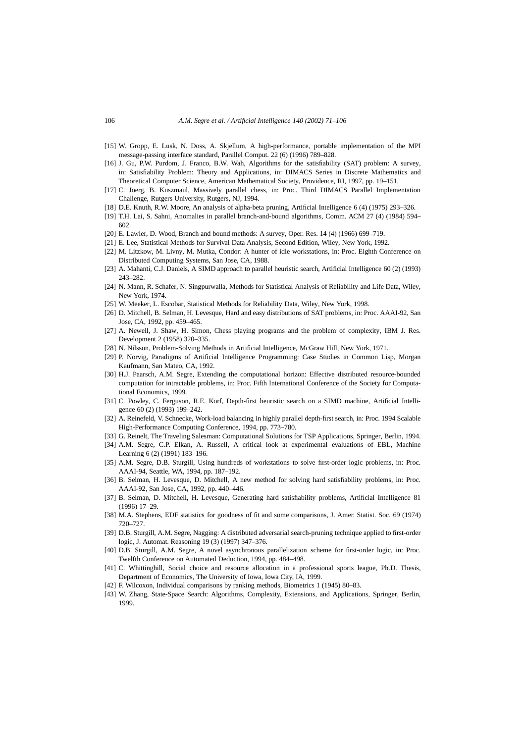[15] W. Gropp, E. Lusk, N. Doss, A. Skjellum, A high-performance, portable implementation of the MPI message-passing interface standard, Parallel Comput. 22 (6) (1996) 789–828.

[16] J. Gu, P.W. Purdom, J. Franco, B.W. Wah, Algorithms for the satisfiability (SAT) problem: A survey, in: Satisfiability Problem: Theory and Applications, in: DIMACS Series in Discrete Mathematics and Theoretical Computer Science, American Mathematical Society, Providence, RI, 1997, pp. 19–151.

[17] C. Joerg, B. Kuszmaul, Massively parallel chess, in: Proc. Third DIMACS Parallel Implementation Challenge, Rutgers University, Rutgers, NJ, 1994.

[18] D.E. Knuth, R.W. Moore, An analysis of alpha-beta pruning, Artificial Intelligence 6 (4) (1975) 293–326.

[19] T.H. Lai, S. Sahni, Anomalies in parallel branch-and-bound algorithms, Comm. ACM 27 (4) (1984) 594–602.

[20] E. Lawler, D. Wood, Branch and bound methods: A survey, Oper. Res. 14 (4) (1966) 699–719.

[21] E. Lee, Statistical Methods for Survival Data Analysis, Second Edition, Wiley, New York, 1992.

[22] M. Litzkow, M. Livny, M. Mutka, Condor: A hunter of idle workstations, in: Proc. Eighth Conference on Distributed Computing Systems, San Jose, CA, 1988.

[23] A. Mahanti, C.J. Daniels, A SIMD approach to parallel heuristic search, Artificial Intelligence 60 (2) (1993) 243–282.

[24] N. Mann, R. Schafer, N. Singpurwalla, Methods for Statistical Analysis of Reliability and Life Data, Wiley, New York, 1974.

[25] W. Meeker, L. Escobar, Statistical Methods for Reliability Data, Wiley, New York, 1998.

[26] D. Mitchell, B. Selman, H. Levesque, Hard and easy distributions of SAT problems, in: Proc. AAAI-92, San Jose, CA, 1992, pp. 459–465.

[27] A. Newell, J. Shaw, H. Simon, Chess playing programs and the problem of complexity, IBM J. Res. Development 2 (1958) 320–335.

[28] N. Nilsson, Problem-Solving Methods in Artificial Intelligence, McGraw Hill, New York, 1971.

[29] P. Norvig, Paradigms of Artificial Intelligence Programming: Case Studies in Common Lisp, Morgan Kaufmann, San Mateo, CA, 1992.

[30] H.J. Paarsch, A.M. Segre, Extending the computational horizon: Effective distributed resource-bounded computation for intractable problems, in: Proc. Fifth International Conference of the Society for Computational Economics, 1999.

[31] C. Powley, C. Ferguson, R.E. Korf, Depth-first heuristic search on a SIMD machine, Artificial Intelligence 60 (2) (1993) 199–242.

[32] A. Reinefeld, V. Schnecke, Work-load balancing in highly parallel depth-first search, in: Proc. 1994 Scalable High-Performance Computing Conference, 1994, pp. 773–780.

[33] G. Reinelt, The Traveling Salesman: Computational Solutions for TSP Applications, Springer, Berlin, 1994.

[34] A.M. Segre, C.P. Elkan, A. Russell, A critical look at experimental evaluations of EBL, Machine Learning 6 (2) (1991) 183–196.

[35] A.M. Segre, D.B. Sturgill, Using hundreds of workstations to solve first-order logic problems, in: Proc. AAAI-94, Seattle, WA, 1994, pp. 187–192.

[36] B. Selman, H. Levesque, D. Mitchell, A new method for solving hard satisfiability problems, in: Proc. AAAI-92, San Jose, CA, 1992, pp. 440–446.

[37] B. Selman, D. Mitchell, H. Levesque, Generating hard satisfiability problems, Artificial Intelligence 81 (1996) 17–29.

[38] M.A. Stephens, EDF statistics for goodness of fit and some comparisons, J. Amer. Statist. Soc. 69 (1974) 720–727.

[39] D.B. Sturgill, A.M. Segre, Nagging: A distributed adversarial search-pruning technique applied to first-order logic, J. Automat. Reasoning 19 (3) (1997) 347–376.

[40] D.B. Sturgill, A.M. Segre, A novel asynchronous parallelization scheme for first-order logic, in: Proc. Twelfth Conference on Automated Deduction, 1994, pp. 484–498.

[41] C. Whittinghill, Social choice and resource allocation in a professional sports league, Ph.D. Thesis, Department of Economics, The University of Iowa, Iowa City, IA, 1999.

[42] F. Wilcoxon, Individual comparisons by ranking methods, Biometrics 1 (1945) 80–83.

[43] W. Zhang, State-Space Search: Algorithms, Complexity, Extensions, and Applications, Springer, Berlin, 1999.